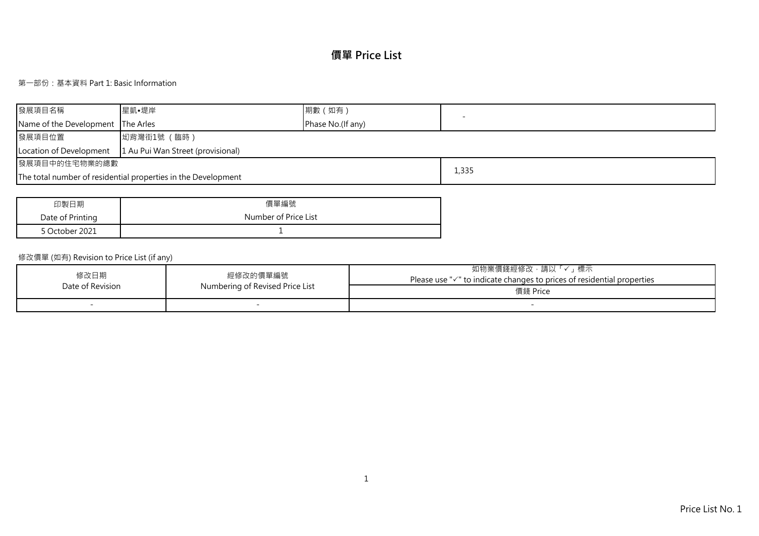# 價單 Price List

第一部份：基本資料 Part 1: Basic Information

| 發展項目名稱 Name of the Development | 星凱•堤岸 The Arles | 期數（如有） Phase No.(If any) | - |
|---|---|---|---|
| 發展項目位置 Location of Development | 坳背灣街1號（臨時） 1 Au Pui Wan Street (provisional) | | |
| 發展項目中的住宅物業的總數 The total number of residential properties in the Development | | | 1,335 |

| 印製日期 Date of Printing | 價單編號 Number of Price List |
|---|---|
| 5 October 2021 | 1 |

修改價單 (如有) Revision to Price List (if any)

| 修改日期 Date of Revision | 經修改的價單編號 Numbering of Revised Price List | 如物業價錢經修改，請以「✓」標示 Please use "✓" to indicate changes to prices of residential properties |
|---|---|---|
| | | 價錢 Price |
| - | - | - |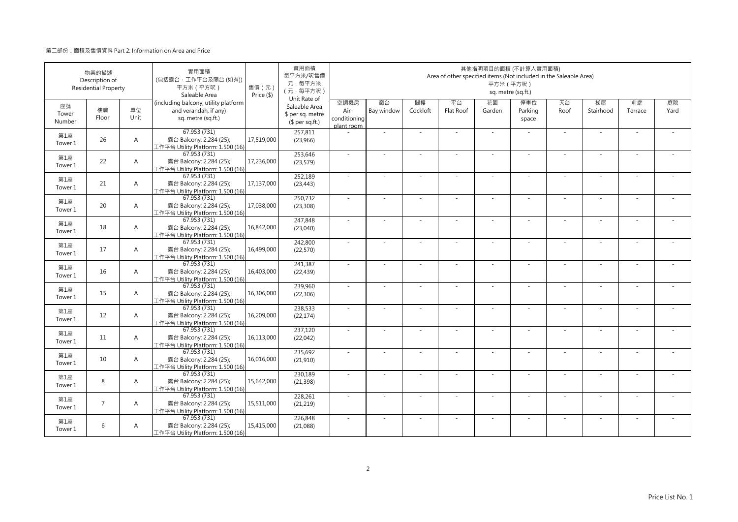第二部份：面積及售價資料 Part 2: Information on Area and Price

| 物業的描述 Description of Residential Property | | | 實用面積 (包括露台，工作平台及陽台 (如有)) 平方米（平方呎） Saleable Area (including balcony, utility platform and verandah, if any) sq. metre (sq.ft.) | 售價（元） Price ($) | 實用面積 每平方米/呎售價 元，每平方米 （元，每平方呎） Unit Rate of Saleable Area $ per sq. metre ($ per sq.ft.) | 其他指明項目的面積 (不計算入實用面積) Area of other specified items (Not included in the Saleable Area) 平方米（平方呎） sq. metre (sq.ft.) | | | | | | | | | |
|---|---|---|---|---|---|---|---|---|---|---|---|---|---|---|---|
| 座號 Tower Number | 樓層 Floor | 單位 Unit | | | | 空調機房 Air-conditioning plant room | 窗台 Bay window | 閣樓 Cockloft | 平台 Flat Roof | 花園 Garden | 停車位 Parking space | 天台 Roof | 梯屋 Stairhood | 前庭 Terrace | 庭院 Yard |
| 第1座 Tower 1 | 26 | A | 67.953 (731) 露台 Balcony: 2.284 (25); 工作平台 Utility Platform: 1.500 (16) | 17,519,000 | 257,811 (23,966) | - | - | - | - | - | - | - | - | - | - |
| 第1座 Tower 1 | 22 | A | 67.953 (731) 露台 Balcony: 2.284 (25); 工作平台 Utility Platform: 1.500 (16) | 17,236,000 | 253,646 (23,579) | - | - | - | - | - | - | - | - | - | - |
| 第1座 Tower 1 | 21 | A | 67.953 (731) 露台 Balcony: 2.284 (25); 工作平台 Utility Platform: 1.500 (16) | 17,137,000 | 252,189 (23,443) | - | - | - | - | - | - | - | - | - | - |
| 第1座 Tower 1 | 20 | A | 67.953 (731) 露台 Balcony: 2.284 (25); 工作平台 Utility Platform: 1.500 (16) | 17,038,000 | 250,732 (23,308) | - | - | - | - | - | - | - | - | - | - |
| 第1座 Tower 1 | 18 | A | 67.953 (731) 露台 Balcony: 2.284 (25); 工作平台 Utility Platform: 1.500 (16) | 16,842,000 | 247,848 (23,040) | - | - | - | - | - | - | - | - | - | - |
| 第1座 Tower 1 | 17 | A | 67.953 (731) 露台 Balcony: 2.284 (25); 工作平台 Utility Platform: 1.500 (16) | 16,499,000 | 242,800 (22,570) | - | - | - | - | - | - | - | - | - | - |
| 第1座 Tower 1 | 16 | A | 67.953 (731) 露台 Balcony: 2.284 (25); 工作平台 Utility Platform: 1.500 (16) | 16,403,000 | 241,387 (22,439) | - | - | - | - | - | - | - | - | - | - |
| 第1座 Tower 1 | 15 | A | 67.953 (731) 露台 Balcony: 2.284 (25); 工作平台 Utility Platform: 1.500 (16) | 16,306,000 | 239,960 (22,306) | - | - | - | - | - | - | - | - | - | - |
| 第1座 Tower 1 | 12 | A | 67.953 (731) 露台 Balcony: 2.284 (25); 工作平台 Utility Platform: 1.500 (16) | 16,209,000 | 238,533 (22,174) | - | - | - | - | - | - | - | - | - | - |
| 第1座 Tower 1 | 11 | A | 67.953 (731) 露台 Balcony: 2.284 (25); 工作平台 Utility Platform: 1.500 (16) | 16,113,000 | 237,120 (22,042) | - | - | - | - | - | - | - | - | - | - |
| 第1座 Tower 1 | 10 | A | 67.953 (731) 露台 Balcony: 2.284 (25); 工作平台 Utility Platform: 1.500 (16) | 16,016,000 | 235,692 (21,910) | - | - | - | - | - | - | - | - | - | - |
| 第1座 Tower 1 | 8 | A | 67.953 (731) 露台 Balcony: 2.284 (25); 工作平台 Utility Platform: 1.500 (16) | 15,642,000 | 230,189 (21,398) | - | - | - | - | - | - | - | - | - | - |
| 第1座 Tower 1 | 7 | A | 67.953 (731) 露台 Balcony: 2.284 (25); 工作平台 Utility Platform: 1.500 (16) | 15,511,000 | 228,261 (21,219) | - | - | - | - | - | - | - | - | - | - |
| 第1座 Tower 1 | 6 | A | 67.953 (731) 露台 Balcony: 2.284 (25); 工作平台 Utility Platform: 1.500 (16) | 15,415,000 | 226,848 (21,088) | - | - | - | - | - | - | - | - | - | - |

Price List No. 1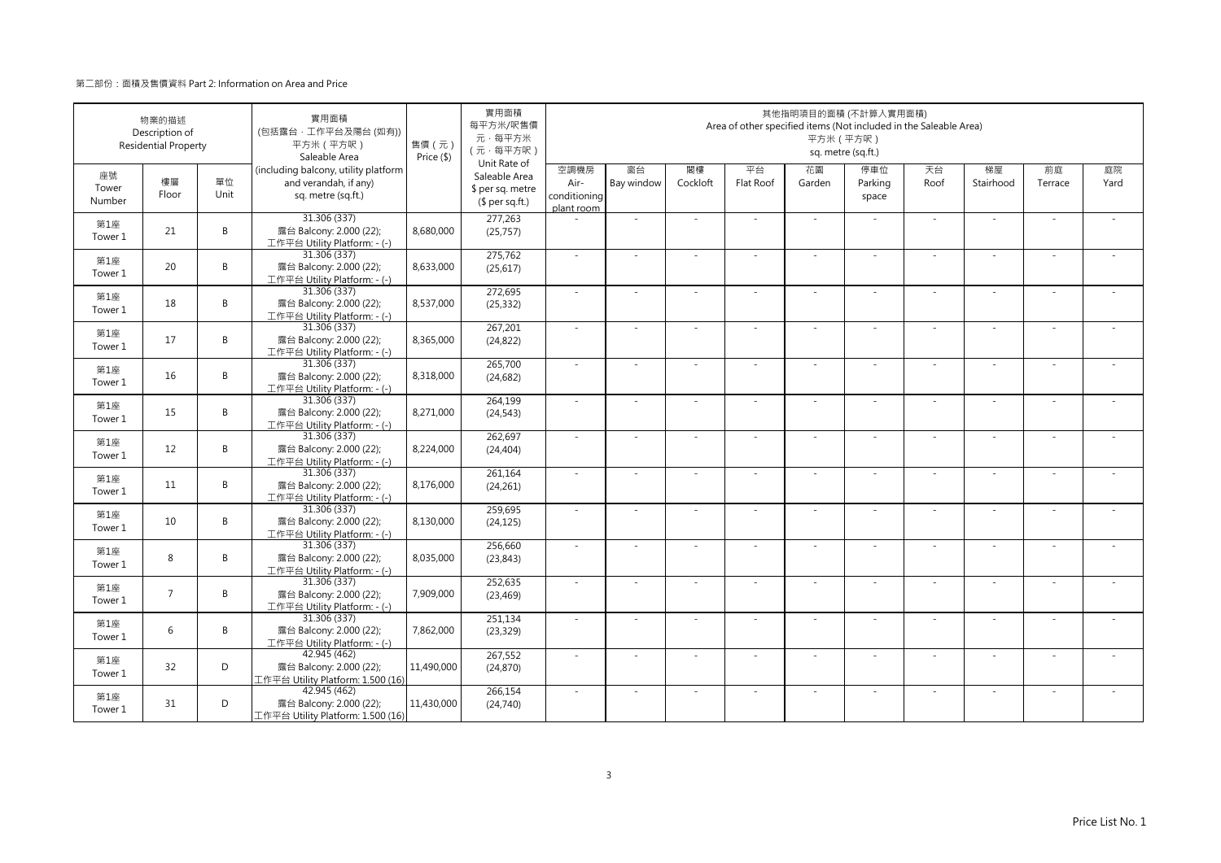第二部份：面積及售價資料 Part 2: Information on Area and Price

| 物業的描述 Description of Residential Property | | | 實用面積 (包括露台，工作平台及陽台 (如有)) 平方米（平方呎） Saleable Area (including balcony, utility platform and verandah, if any) sq. metre (sq.ft.) | 售價（元） Price ($) | 實用面積 每平方米/呎售價 元，每平方米 （元，每平方呎） Unit Rate of Saleable Area $ per sq. metre ($ per sq.ft.) | 其他指明項目的面積 (不計算入實用面積) Area of other specified items (Not included in the Saleable Area) 平方米（平方呎） sq. metre (sq.ft.) | | | | | | | | | |
|---|---|---|---|---|---|---|---|---|---|---|---|---|---|---|---|
| 座號 Tower Number | 樓層 Floor | 單位 Unit | | | | 空調機房 Air-conditioning plant room | 窗台 Bay window | 閣樓 Cockloft | 平台 Flat Roof | 花園 Garden | 停車位 Parking space | 天台 Roof | 梯屋 Stairhood | 前庭 Terrace | 庭院 Yard |
| 第1座 Tower 1 | 21 | B | 31.306 (337) 露台 Balcony: 2.000 (22); 工作平台 Utility Platform: - (-) | 8,680,000 | 277,263 (25,757) | - | - | - | - | - | - | - | - | - | - |
| 第1座 Tower 1 | 20 | B | 31.306 (337) 露台 Balcony: 2.000 (22); 工作平台 Utility Platform: - (-) | 8,633,000 | 275,762 (25,617) | - | - | - | - | - | - | - | - | - | - |
| 第1座 Tower 1 | 18 | B | 31.306 (337) 露台 Balcony: 2.000 (22); 工作平台 Utility Platform: - (-) | 8,537,000 | 272,695 (25,332) | - | - | - | - | - | - | - | - | - | - |
| 第1座 Tower 1 | 17 | B | 31.306 (337) 露台 Balcony: 2.000 (22); 工作平台 Utility Platform: - (-) | 8,365,000 | 267,201 (24,822) | - | - | - | - | - | - | - | - | - | - |
| 第1座 Tower 1 | 16 | B | 31.306 (337) 露台 Balcony: 2.000 (22); 工作平台 Utility Platform: - (-) | 8,318,000 | 265,700 (24,682) | - | - | - | - | - | - | - | - | - | - |
| 第1座 Tower 1 | 15 | B | 31.306 (337) 露台 Balcony: 2.000 (22); 工作平台 Utility Platform: - (-) | 8,271,000 | 264,199 (24,543) | - | - | - | - | - | - | - | - | - | - |
| 第1座 Tower 1 | 12 | B | 31.306 (337) 露台 Balcony: 2.000 (22); 工作平台 Utility Platform: - (-) | 8,224,000 | 262,697 (24,404) | - | - | - | - | - | - | - | - | - | - |
| 第1座 Tower 1 | 11 | B | 31.306 (337) 露台 Balcony: 2.000 (22); 工作平台 Utility Platform: - (-) | 8,176,000 | 261,164 (24,261) | - | - | - | - | - | - | - | - | - | - |
| 第1座 Tower 1 | 10 | B | 31.306 (337) 露台 Balcony: 2.000 (22); 工作平台 Utility Platform: - (-) | 8,130,000 | 259,695 (24,125) | - | - | - | - | - | - | - | - | - | - |
| 第1座 Tower 1 | 8 | B | 31.306 (337) 露台 Balcony: 2.000 (22); 工作平台 Utility Platform: - (-) | 8,035,000 | 256,660 (23,843) | - | - | - | - | - | - | - | - | - | - |
| 第1座 Tower 1 | 7 | B | 31.306 (337) 露台 Balcony: 2.000 (22); 工作平台 Utility Platform: - (-) | 7,909,000 | 252,635 (23,469) | - | - | - | - | - | - | - | - | - | - |
| 第1座 Tower 1 | 6 | B | 31.306 (337) 露台 Balcony: 2.000 (22); 工作平台 Utility Platform: - (-) | 7,862,000 | 251,134 (23,329) | - | - | - | - | - | - | - | - | - | - |
| 第1座 Tower 1 | 32 | D | 42.945 (462) 露台 Balcony: 2.000 (22); 工作平台 Utility Platform: 1.500 (16) | 11,490,000 | 267,552 (24,870) | - | - | - | - | - | - | - | - | - | - |
| 第1座 Tower 1 | 31 | D | 42.945 (462) 露台 Balcony: 2.000 (22); 工作平台 Utility Platform: 1.500 (16) | 11,430,000 | 266,154 (24,740) | - | - | - | - | - | - | - | - | - | - |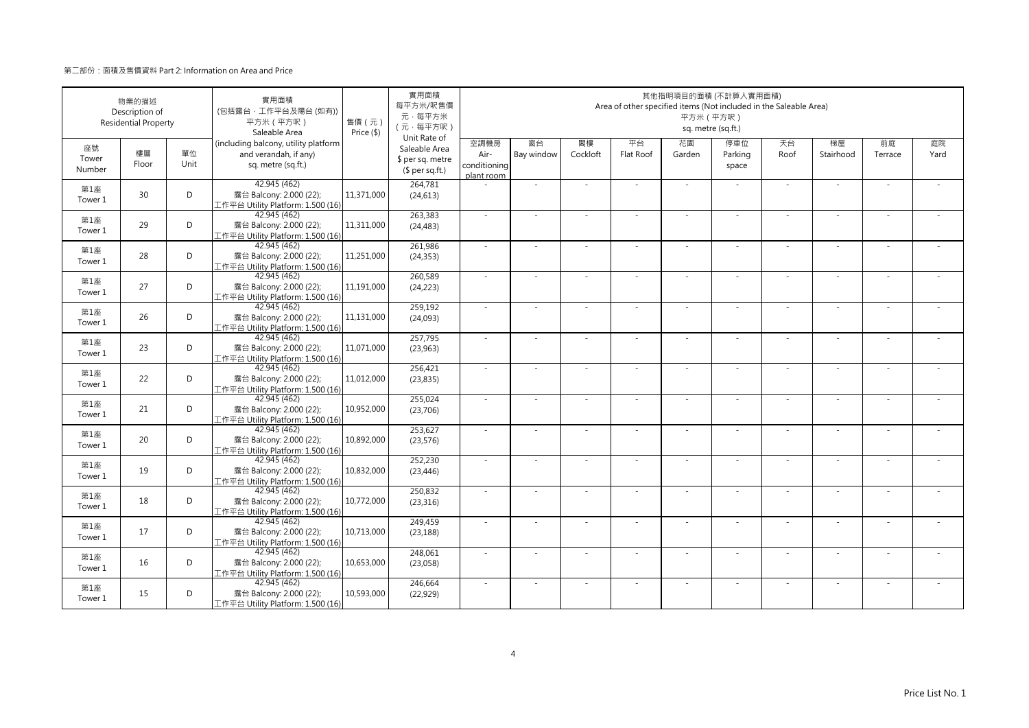第二部份：面積及售價資料 Part 2: Information on Area and Price

| 物業的描述 Description of Residential Property | | | 實用面積 (包括露台，工作平台及陽台 (如有)) 平方米（平方呎） Saleable Area (including balcony, utility platform and verandah, if any) sq. metre (sq.ft.) | 售價（元） Price ($) | 實用面積每平方米/呎售價 元，每平方米 (元，每平方呎) Unit Rate of Saleable Area $ per sq. metre ($ per sq.ft.) | 其他指明項目的面積 (不計算入實用面積) Area of other specified items (Not included in the Saleable Area) 平方米（平方呎） sq. metre (sq.ft.) | | | | | | | | | |
|---|---|---|---|---|---|---|---|---|---|---|---|---|---|---|---|
| 座號 Tower Number | 樓層 Floor | 單位 Unit | | | | 空調機房 Air-conditioning plant room | 窗台 Bay window | 閣樓 Cockloft | 平台 Flat Roof | 花園 Garden | 停車位 Parking space | 天台 Roof | 梯屋 Stairhood | 前庭 Terrace | 庭院 Yard |
| 第1座 Tower 1 | 30 | D | 42.945 (462) 露台 Balcony: 2.000 (22); 工作平台 Utility Platform: 1.500 (16) | 11,371,000 | 264,781 (24,613) | - | - | - | - | - | - | - | - | - | - |
| 第1座 Tower 1 | 29 | D | 42.945 (462) 露台 Balcony: 2.000 (22); 工作平台 Utility Platform: 1.500 (16) | 11,311,000 | 263,383 (24,483) | - | - | - | - | - | - | - | - | - | - |
| 第1座 Tower 1 | 28 | D | 42.945 (462) 露台 Balcony: 2.000 (22); 工作平台 Utility Platform: 1.500 (16) | 11,251,000 | 261,986 (24,353) | - | - | - | - | - | - | - | - | - | - |
| 第1座 Tower 1 | 27 | D | 42.945 (462) 露台 Balcony: 2.000 (22); 工作平台 Utility Platform: 1.500 (16) | 11,191,000 | 260,589 (24,223) | - | - | - | - | - | - | - | - | - | - |
| 第1座 Tower 1 | 26 | D | 42.945 (462) 露台 Balcony: 2.000 (22); 工作平台 Utility Platform: 1.500 (16) | 11,131,000 | 259,192 (24,093) | - | - | - | - | - | - | - | - | - | - |
| 第1座 Tower 1 | 23 | D | 42.945 (462) 露台 Balcony: 2.000 (22); 工作平台 Utility Platform: 1.500 (16) | 11,071,000 | 257,795 (23,963) | - | - | - | - | - | - | - | - | - | - |
| 第1座 Tower 1 | 22 | D | 42.945 (462) 露台 Balcony: 2.000 (22); 工作平台 Utility Platform: 1.500 (16) | 11,012,000 | 256,421 (23,835) | - | - | - | - | - | - | - | - | - | - |
| 第1座 Tower 1 | 21 | D | 42.945 (462) 露台 Balcony: 2.000 (22); 工作平台 Utility Platform: 1.500 (16) | 10,952,000 | 255,024 (23,706) | - | - | - | - | - | - | - | - | - | - |
| 第1座 Tower 1 | 20 | D | 42.945 (462) 露台 Balcony: 2.000 (22); 工作平台 Utility Platform: 1.500 (16) | 10,892,000 | 253,627 (23,576) | - | - | - | - | - | - | - | - | - | - |
| 第1座 Tower 1 | 19 | D | 42.945 (462) 露台 Balcony: 2.000 (22); 工作平台 Utility Platform: 1.500 (16) | 10,832,000 | 252,230 (23,446) | - | - | - | - | - | - | - | - | - | - |
| 第1座 Tower 1 | 18 | D | 42.945 (462) 露台 Balcony: 2.000 (22); 工作平台 Utility Platform: 1.500 (16) | 10,772,000 | 250,832 (23,316) | - | - | - | - | - | - | - | - | - | - |
| 第1座 Tower 1 | 17 | D | 42.945 (462) 露台 Balcony: 2.000 (22); 工作平台 Utility Platform: 1.500 (16) | 10,713,000 | 249,459 (23,188) | - | - | - | - | - | - | - | - | - | - |
| 第1座 Tower 1 | 16 | D | 42.945 (462) 露台 Balcony: 2.000 (22); 工作平台 Utility Platform: 1.500 (16) | 10,653,000 | 248,061 (23,058) | - | - | - | - | - | - | - | - | - | - |
| 第1座 Tower 1 | 15 | D | 42.945 (462) 露台 Balcony: 2.000 (22); 工作平台 Utility Platform: 1.500 (16) | 10,593,000 | 246,664 (22,929) | - | - | - | - | - | - | - | - | - | - |

Price List No. 1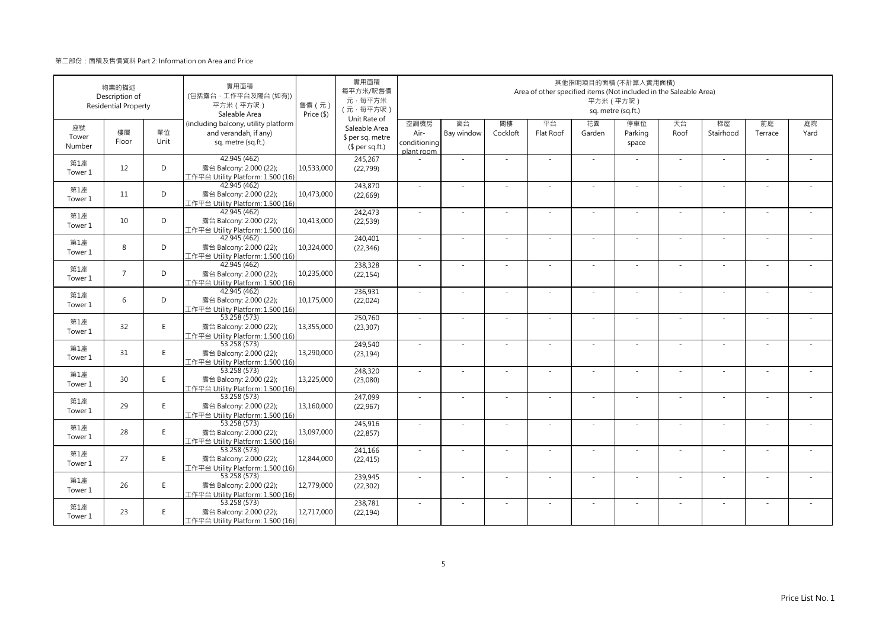第二部份：面積及售價資料 Part 2: Information on Area and Price

| 物業的描述 Description of Residential Property | | | 實用面積 (包括露台，工作平台及陽台 (如有)) 平方米（平方呎） Saleable Area (including balcony, utility platform and verandah, if any) sq. metre (sq.ft.) | 售價（元） Price ($) | 實用面積 每平方米/呎售價 元，每平方米 (元，每平方呎) Unit Rate of Saleable Area $ per sq. metre ($ per sq.ft.) | 其他指明項目的面積 (不計算入實用面積) Area of other specified items (Not included in the Saleable Area) 平方米（平方呎） sq. metre (sq.ft.) | | | | | | | | | |
|---|---|---|---|---|---|---|---|---|---|---|---|---|---|---|---|
| 座號 Tower Number | 樓層 Floor | 單位 Unit | | | | 空調機房 Air-conditioning plant room | 窗台 Bay window | 閣樓 Cockloft | 平台 Flat Roof | 花園 Garden | 停車位 Parking space | 天台 Roof | 梯屋 Stairhood | 前庭 Terrace | 庭院 Yard |
| 第1座 Tower 1 | 12 | D | 42.945 (462) 露台 Balcony: 2.000 (22); 工作平台 Utility Platform: 1.500 (16) | 10,533,000 | 245,267 (22,799) | - | - | - | - | - | - | - | - | - | - |
| 第1座 Tower 1 | 11 | D | 42.945 (462) 露台 Balcony: 2.000 (22); 工作平台 Utility Platform: 1.500 (16) | 10,473,000 | 243,870 (22,669) | - | - | - | - | - | - | - | - | - | - |
| 第1座 Tower 1 | 10 | D | 42.945 (462) 露台 Balcony: 2.000 (22); 工作平台 Utility Platform: 1.500 (16) | 10,413,000 | 242,473 (22,539) | - | - | - | - | - | - | - | - | - | - |
| 第1座 Tower 1 | 8 | D | 42.945 (462) 露台 Balcony: 2.000 (22); 工作平台 Utility Platform: 1.500 (16) | 10,324,000 | 240,401 (22,346) | - | - | - | - | - | - | - | - | - | - |
| 第1座 Tower 1 | 7 | D | 42.945 (462) 露台 Balcony: 2.000 (22); 工作平台 Utility Platform: 1.500 (16) | 10,235,000 | 238,328 (22,154) | - | - | - | - | - | - | - | - | - | - |
| 第1座 Tower 1 | 6 | D | 42.945 (462) 露台 Balcony: 2.000 (22); 工作平台 Utility Platform: 1.500 (16) | 10,175,000 | 236,931 (22,024) | - | - | - | - | - | - | - | - | - | - |
| 第1座 Tower 1 | 32 | E | 53.258 (573) 露台 Balcony: 2.000 (22); 工作平台 Utility Platform: 1.500 (16) | 13,355,000 | 250,760 (23,307) | - | - | - | - | - | - | - | - | - | - |
| 第1座 Tower 1 | 31 | E | 53.258 (573) 露台 Balcony: 2.000 (22); 工作平台 Utility Platform: 1.500 (16) | 13,290,000 | 249,540 (23,194) | - | - | - | - | - | - | - | - | - | - |
| 第1座 Tower 1 | 30 | E | 53.258 (573) 露台 Balcony: 2.000 (22); 工作平台 Utility Platform: 1.500 (16) | 13,225,000 | 248,320 (23,080) | - | - | - | - | - | - | - | - | - | - |
| 第1座 Tower 1 | 29 | E | 53.258 (573) 露台 Balcony: 2.000 (22); 工作平台 Utility Platform: 1.500 (16) | 13,160,000 | 247,099 (22,967) | - | - | - | - | - | - | - | - | - | - |
| 第1座 Tower 1 | 28 | E | 53.258 (573) 露台 Balcony: 2.000 (22); 工作平台 Utility Platform: 1.500 (16) | 13,097,000 | 245,916 (22,857) | - | - | - | - | - | - | - | - | - | - |
| 第1座 Tower 1 | 27 | E | 53.258 (573) 露台 Balcony: 2.000 (22); 工作平台 Utility Platform: 1.500 (16) | 12,844,000 | 241,166 (22,415) | - | - | - | - | - | - | - | - | - | - |
| 第1座 Tower 1 | 26 | E | 53.258 (573) 露台 Balcony: 2.000 (22); 工作平台 Utility Platform: 1.500 (16) | 12,779,000 | 239,945 (22,302) | - | - | - | - | - | - | - | - | - | - |
| 第1座 Tower 1 | 23 | E | 53.258 (573) 露台 Balcony: 2.000 (22); 工作平台 Utility Platform: 1.500 (16) | 12,717,000 | 238,781 (22,194) | - | - | - | - | - | - | - | - | - | - |

Price List No. 1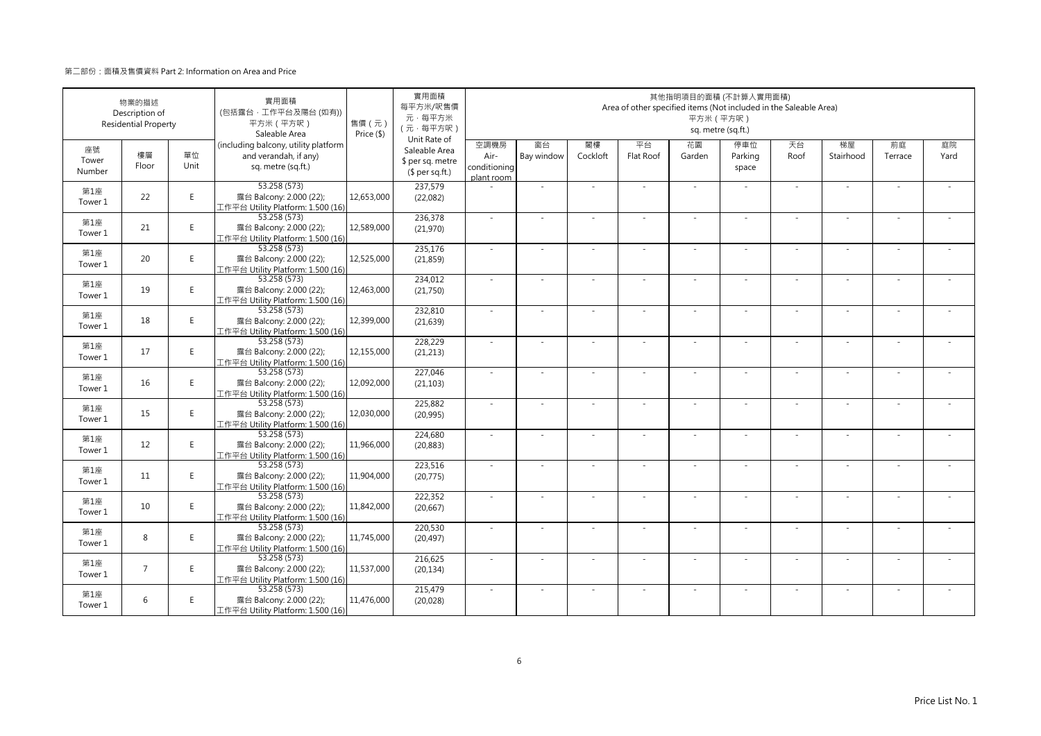第二部份：面積及售價資料 Part 2: Information on Area and Price

| 物業的描述 Description of Residential Property | | | 實用面積 (包括露台，工作平台及陽台 (如有)) 平方米（平方呎） Saleable Area (including balcony, utility platform and verandah, if any) sq. metre (sq.ft.) | 售價（元） Price ($) | 實用面積 每平方米/呎售價 元，每平方米 (元，每平方呎) Unit Rate of Saleable Area $ per sq. metre ($ per sq.ft.) | 其他指明項目的面積 (不計算入實用面積) Area of other specified items (Not included in the Saleable Area) 平方米（平方呎） sq. metre (sq.ft.) | | | | | | | | | |
|---|---|---|---|---|---|---|---|---|---|---|---|---|---|---|---|
| 座號 Tower Number | 樓層 Floor | 單位 Unit | | | | 空調機房 Air-conditioning plant room | 窗台 Bay window | 閣樓 Cockloft | 平台 Flat Roof | 花園 Garden | 停車位 Parking space | 天台 Roof | 梯屋 Stairhood | 前庭 Terrace | 庭院 Yard |
| 第1座 Tower 1 | 22 | E | 53.258 (573) 露台 Balcony: 2.000 (22); 工作平台 Utility Platform: 1.500 (16) | 12,653,000 | 237,579 (22,082) | - | - | - | - | - | - | - | - | - | - |
| 第1座 Tower 1 | 21 | E | 53.258 (573) 露台 Balcony: 2.000 (22); 工作平台 Utility Platform: 1.500 (16) | 12,589,000 | 236,378 (21,970) | - | - | - | - | - | - | - | - | - | - |
| 第1座 Tower 1 | 20 | E | 53.258 (573) 露台 Balcony: 2.000 (22); 工作平台 Utility Platform: 1.500 (16) | 12,525,000 | 235,176 (21,859) | - | - | - | - | - | - | - | - | - | - |
| 第1座 Tower 1 | 19 | E | 53.258 (573) 露台 Balcony: 2.000 (22); 工作平台 Utility Platform: 1.500 (16) | 12,463,000 | 234,012 (21,750) | - | - | - | - | - | - | - | - | - | - |
| 第1座 Tower 1 | 18 | E | 53.258 (573) 露台 Balcony: 2.000 (22); 工作平台 Utility Platform: 1.500 (16) | 12,399,000 | 232,810 (21,639) | - | - | - | - | - | - | - | - | - | - |
| 第1座 Tower 1 | 17 | E | 53.258 (573) 露台 Balcony: 2.000 (22); 工作平台 Utility Platform: 1.500 (16) | 12,155,000 | 228,229 (21,213) | - | - | - | - | - | - | - | - | - | - |
| 第1座 Tower 1 | 16 | E | 53.258 (573) 露台 Balcony: 2.000 (22); 工作平台 Utility Platform: 1.500 (16) | 12,092,000 | 227,046 (21,103) | - | - | - | - | - | - | - | - | - | - |
| 第1座 Tower 1 | 15 | E | 53.258 (573) 露台 Balcony: 2.000 (22); 工作平台 Utility Platform: 1.500 (16) | 12,030,000 | 225,882 (20,995) | - | - | - | - | - | - | - | - | - | - |
| 第1座 Tower 1 | 12 | E | 53.258 (573) 露台 Balcony: 2.000 (22); 工作平台 Utility Platform: 1.500 (16) | 11,966,000 | 224,680 (20,883) | - | - | - | - | - | - | - | - | - | - |
| 第1座 Tower 1 | 11 | E | 53.258 (573) 露台 Balcony: 2.000 (22); 工作平台 Utility Platform: 1.500 (16) | 11,904,000 | 223,516 (20,775) | - | - | - | - | - | - | - | - | - | - |
| 第1座 Tower 1 | 10 | E | 53.258 (573) 露台 Balcony: 2.000 (22); 工作平台 Utility Platform: 1.500 (16) | 11,842,000 | 222,352 (20,667) | - | - | - | - | - | - | - | - | - | - |
| 第1座 Tower 1 | 8 | E | 53.258 (573) 露台 Balcony: 2.000 (22); 工作平台 Utility Platform: 1.500 (16) | 11,745,000 | 220,530 (20,497) | - | - | - | - | - | - | - | - | - | - |
| 第1座 Tower 1 | 7 | E | 53.258 (573) 露台 Balcony: 2.000 (22); 工作平台 Utility Platform: 1.500 (16) | 11,537,000 | 216,625 (20,134) | - | - | - | - | - | - | - | - | - | - |
| 第1座 Tower 1 | 6 | E | 53.258 (573) 露台 Balcony: 2.000 (22); 工作平台 Utility Platform: 1.500 (16) | 11,476,000 | 215,479 (20,028) | - | - | - | - | - | - | - | - | - | - |

Price List No. 1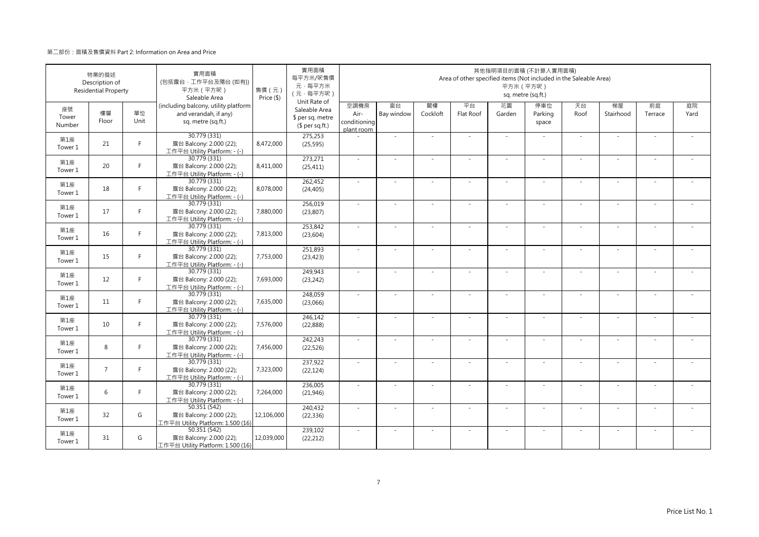第二部份：面積及售價資料 Part 2: Information on Area and Price

| 物業的描述 Description of Residential Property | | | 實用面積 (包括露台，工作平台及陽台 (如有)) 平方米（平方呎） Saleable Area (including balcony, utility platform and verandah, if any) sq. metre (sq.ft.) | 售價（元） Price ($) | 實用面積 每平方米/呎售價 元，每平方米 （元，每平方呎） Unit Rate of Saleable Area $ per sq. metre ($ per sq.ft.) | 其他指明項目的面積 (不計算入實用面積) Area of other specified items (Not included in the Saleable Area) 平方米（平方呎） sq. metre (sq.ft.) | | | | | | | | | |
|---|---|---|---|---|---|---|---|---|---|---|---|---|---|---|---|
| 座號 Tower Number | 樓層 Floor | 單位 Unit | | | | 空調機房 Air-conditioning plant room | 窗台 Bay window | 閣樓 Cockloft | 平台 Flat Roof | 花園 Garden | 停車位 Parking space | 天台 Roof | 梯屋 Stairhood | 前庭 Terrace | 庭院 Yard |
| 第1座 Tower 1 | 21 | F | 30.779 (331) 露台 Balcony: 2.000 (22); 工作平台 Utility Platform: - (-) | 8,472,000 | 275,253 (25,595) | - | - | - | - | - | - | - | - | - | - |
| 第1座 Tower 1 | 20 | F | 30.779 (331) 露台 Balcony: 2.000 (22); 工作平台 Utility Platform: - (-) | 8,411,000 | 273,271 (25,411) | - | - | - | - | - | - | - | - | - | - |
| 第1座 Tower 1 | 18 | F | 30.779 (331) 露台 Balcony: 2.000 (22); 工作平台 Utility Platform: - (-) | 8,078,000 | 262,452 (24,405) | - | - | - | - | - | - | - | - | - | - |
| 第1座 Tower 1 | 17 | F | 30.779 (331) 露台 Balcony: 2.000 (22); 工作平台 Utility Platform: - (-) | 7,880,000 | 256,019 (23,807) | - | - | - | - | - | - | - | - | - | - |
| 第1座 Tower 1 | 16 | F | 30.779 (331) 露台 Balcony: 2.000 (22); 工作平台 Utility Platform: - (-) | 7,813,000 | 253,842 (23,604) | - | - | - | - | - | - | - | - | - | - |
| 第1座 Tower 1 | 15 | F | 30.779 (331) 露台 Balcony: 2.000 (22); 工作平台 Utility Platform: - (-) | 7,753,000 | 251,893 (23,423) | - | - | - | - | - | - | - | - | - | - |
| 第1座 Tower 1 | 12 | F | 30.779 (331) 露台 Balcony: 2.000 (22); 工作平台 Utility Platform: - (-) | 7,693,000 | 249,943 (23,242) | - | - | - | - | - | - | - | - | - | - |
| 第1座 Tower 1 | 11 | F | 30.779 (331) 露台 Balcony: 2.000 (22); 工作平台 Utility Platform: - (-) | 7,635,000 | 248,059 (23,066) | - | - | - | - | - | - | - | - | - | - |
| 第1座 Tower 1 | 10 | F | 30.779 (331) 露台 Balcony: 2.000 (22); 工作平台 Utility Platform: - (-) | 7,576,000 | 246,142 (22,888) | - | - | - | - | - | - | - | - | - | - |
| 第1座 Tower 1 | 8 | F | 30.779 (331) 露台 Balcony: 2.000 (22); 工作平台 Utility Platform: - (-) | 7,456,000 | 242,243 (22,526) | - | - | - | - | - | - | - | - | - | - |
| 第1座 Tower 1 | 7 | F | 30.779 (331) 露台 Balcony: 2.000 (22); 工作平台 Utility Platform: - (-) | 7,323,000 | 237,922 (22,124) | - | - | - | - | - | - | - | - | - | - |
| 第1座 Tower 1 | 6 | F | 30.779 (331) 露台 Balcony: 2.000 (22); 工作平台 Utility Platform: - (-) | 7,264,000 | 236,005 (21,946) | - | - | - | - | - | - | - | - | - | - |
| 第1座 Tower 1 | 32 | G | 50.351 (542) 露台 Balcony: 2.000 (22); 工作平台 Utility Platform: 1.500 (16) | 12,106,000 | 240,432 (22,336) | - | - | - | - | - | - | - | - | - | - |
| 第1座 Tower 1 | 31 | G | 50.351 (542) 露台 Balcony: 2.000 (22); 工作平台 Utility Platform: 1.500 (16) | 12,039,000 | 239,102 (22,212) | - | - | - | - | - | - | - | - | - | - |

Price List No. 1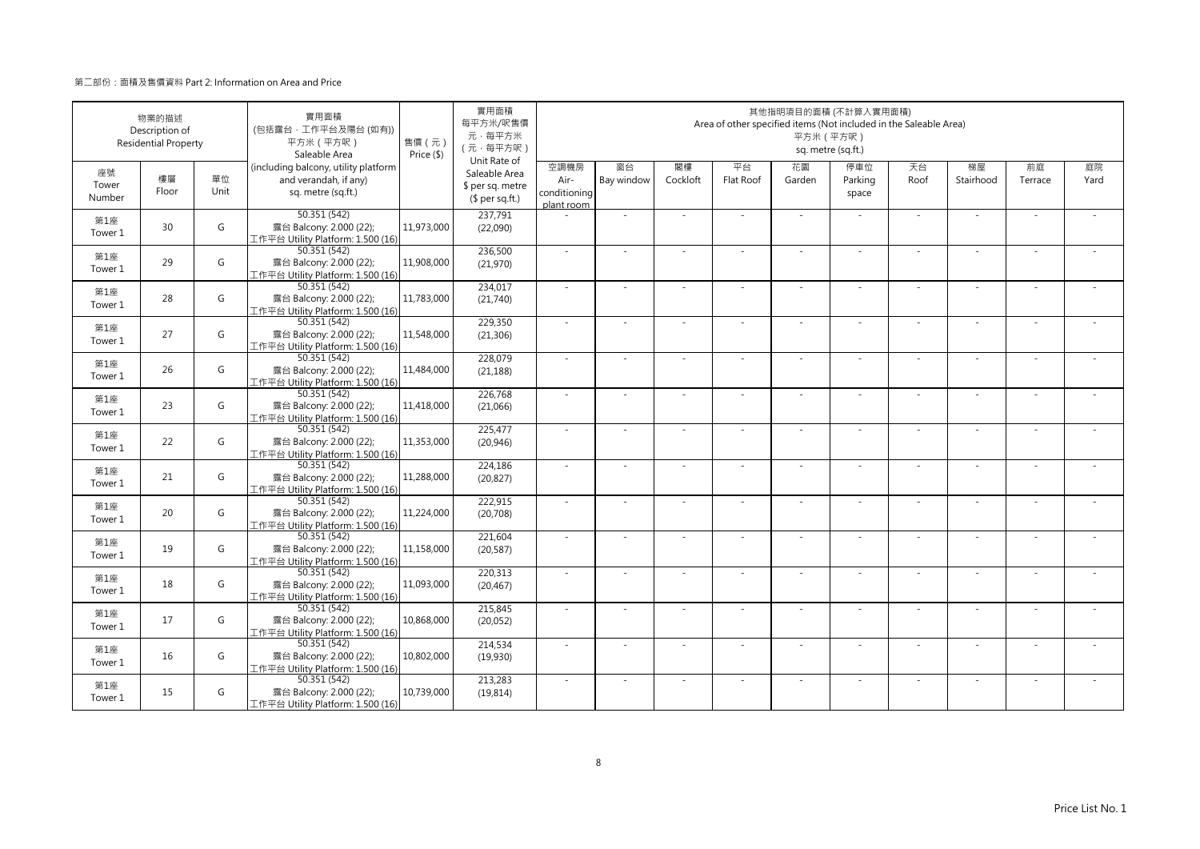第二部份：面積及售價資料 Part 2: Information on Area and Price

| 物業的描述 Description of Residential Property | | | 實用面積 (包括露台，工作平台及陽台 (如有)) 平方米（平方呎） Saleable Area | 售價（元） Price ($) | 實用面積 每平方米/呎售價 元，每平方米 （元，每平方呎） Unit Rate of Saleable Area | 其他指明項目的面積 (不計算入實用面積) Area of other specified items (Not included in the Saleable Area) 平方米（平方呎） sq. metre (sq.ft.) | | | | | | | | | |
|---|---|---|---|---|---|---|---|---|---|---|---|---|---|---|---|
| 座號 Tower Number | 樓層 Floor | 單位 Unit | (including balcony, utility platform and verandah, if any) sq. metre (sq.ft.) | | $ per sq. metre ($ per sq.ft.) | 空調機房 Air-conditioning plant room | 窗台 Bay window | 閣樓 Cockloft | 平台 Flat Roof | 花園 Garden | 停車位 Parking space | 天台 Roof | 梯屋 Stairhood | 前庭 Terrace | 庭院 Yard |
| 第1座 Tower 1 | 30 | G | 50.351 (542) 露台 Balcony: 2.000 (22); 工作平台 Utility Platform: 1.500 (16) | 11,973,000 | 237,791 (22,090) | - | - | - | - | - | - | - | - | - | - |
| 第1座 Tower 1 | 29 | G | 50.351 (542) 露台 Balcony: 2.000 (22); 工作平台 Utility Platform: 1.500 (16) | 11,908,000 | 236,500 (21,970) | - | - | - | - | - | - | - | - | - | - |
| 第1座 Tower 1 | 28 | G | 50.351 (542) 露台 Balcony: 2.000 (22); 工作平台 Utility Platform: 1.500 (16) | 11,783,000 | 234,017 (21,740) | - | - | - | - | - | - | - | - | - | - |
| 第1座 Tower 1 | 27 | G | 50.351 (542) 露台 Balcony: 2.000 (22); 工作平台 Utility Platform: 1.500 (16) | 11,548,000 | 229,350 (21,306) | - | - | - | - | - | - | - | - | - | - |
| 第1座 Tower 1 | 26 | G | 50.351 (542) 露台 Balcony: 2.000 (22); 工作平台 Utility Platform: 1.500 (16) | 11,484,000 | 228,079 (21,188) | - | - | - | - | - | - | - | - | - | - |
| 第1座 Tower 1 | 23 | G | 50.351 (542) 露台 Balcony: 2.000 (22); 工作平台 Utility Platform: 1.500 (16) | 11,418,000 | 226,768 (21,066) | - | - | - | - | - | - | - | - | - | - |
| 第1座 Tower 1 | 22 | G | 50.351 (542) 露台 Balcony: 2.000 (22); 工作平台 Utility Platform: 1.500 (16) | 11,353,000 | 225,477 (20,946) | - | - | - | - | - | - | - | - | - | - |
| 第1座 Tower 1 | 21 | G | 50.351 (542) 露台 Balcony: 2.000 (22); 工作平台 Utility Platform: 1.500 (16) | 11,288,000 | 224,186 (20,827) | - | - | - | - | - | - | - | - | - | - |
| 第1座 Tower 1 | 20 | G | 50.351 (542) 露台 Balcony: 2.000 (22); 工作平台 Utility Platform: 1.500 (16) | 11,224,000 | 222,915 (20,708) | - | - | - | - | - | - | - | - | - | - |
| 第1座 Tower 1 | 19 | G | 50.351 (542) 露台 Balcony: 2.000 (22); 工作平台 Utility Platform: 1.500 (16) | 11,158,000 | 221,604 (20,587) | - | - | - | - | - | - | - | - | - | - |
| 第1座 Tower 1 | 18 | G | 50.351 (542) 露台 Balcony: 2.000 (22); 工作平台 Utility Platform: 1.500 (16) | 11,093,000 | 220,313 (20,467) | - | - | - | - | - | - | - | - | - | - |
| 第1座 Tower 1 | 17 | G | 50.351 (542) 露台 Balcony: 2.000 (22); 工作平台 Utility Platform: 1.500 (16) | 10,868,000 | 215,845 (20,052) | - | - | - | - | - | - | - | - | - | - |
| 第1座 Tower 1 | 16 | G | 50.351 (542) 露台 Balcony: 2.000 (22); 工作平台 Utility Platform: 1.500 (16) | 10,802,000 | 214,534 (19,930) | - | - | - | - | - | - | - | - | - | - |
| 第1座 Tower 1 | 15 | G | 50.351 (542) 露台 Balcony: 2.000 (22); 工作平台 Utility Platform: 1.500 (16) | 10,739,000 | 213,283 (19,814) | - | - | - | - | - | - | - | - | - | - |

Price List No. 1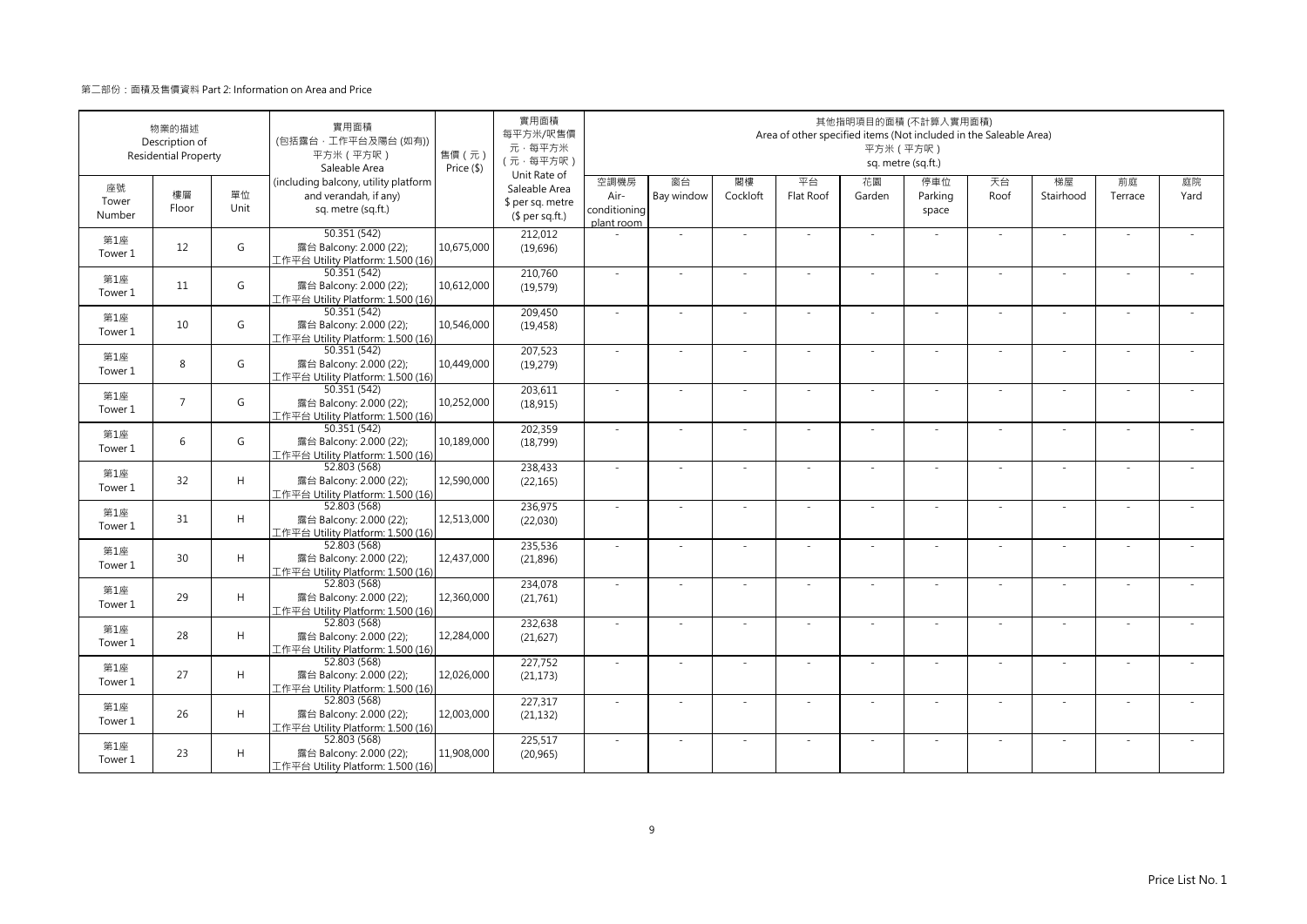第二部份：面積及售價資料 Part 2: Information on Area and Price

| 物業的描述 Description of Residential Property | | | 實用面積 (包括露台，工作平台及陽台 (如有)) 平方米（平方呎） Saleable Area (including balcony, utility platform and verandah, if any) sq. metre (sq.ft.) | 售價（元） Price ($) | 實用面積 每平方米/呎售價 元，每平方米 （元，每平方呎） Unit Rate of Saleable Area $ per sq. metre ($ per sq.ft.) | 其他指明項目的面積 (不計算入實用面積) Area of other specified items (Not included in the Saleable Area) 平方米（平方呎） sq. metre (sq.ft.) | | | | | | | | | |
|---|---|---|---|---|---|---|---|---|---|---|---|---|---|---|---|
| 座號 Tower Number | 樓層 Floor | 單位 Unit | | | | 空調機房 Air-conditioning plant room | 窗台 Bay window | 閣樓 Cockloft | 平台 Flat Roof | 花園 Garden | 停車位 Parking space | 天台 Roof | 梯屋 Stairhood | 前庭 Terrace | 庭院 Yard |
| 第1座 Tower 1 | 12 | G | 50.351 (542) 露台 Balcony: 2.000 (22); 工作平台 Utility Platform: 1.500 (16) | 10,675,000 | 212,012 (19,696) | - | - | - | - | - | - | - | - | - | - |
| 第1座 Tower 1 | 11 | G | 50.351 (542) 露台 Balcony: 2.000 (22); 工作平台 Utility Platform: 1.500 (16) | 10,612,000 | 210,760 (19,579) | - | - | - | - | - | - | - | - | - | - |
| 第1座 Tower 1 | 10 | G | 50.351 (542) 露台 Balcony: 2.000 (22); 工作平台 Utility Platform: 1.500 (16) | 10,546,000 | 209,450 (19,458) | - | - | - | - | - | - | - | - | - | - |
| 第1座 Tower 1 | 8 | G | 50.351 (542) 露台 Balcony: 2.000 (22); 工作平台 Utility Platform: 1.500 (16) | 10,449,000 | 207,523 (19,279) | - | - | - | - | - | - | - | - | - | - |
| 第1座 Tower 1 | 7 | G | 50.351 (542) 露台 Balcony: 2.000 (22); 工作平台 Utility Platform: 1.500 (16) | 10,252,000 | 203,611 (18,915) | - | - | - | - | - | - | - | - | - | - |
| 第1座 Tower 1 | 6 | G | 50.351 (542) 露台 Balcony: 2.000 (22); 工作平台 Utility Platform: 1.500 (16) | 10,189,000 | 202,359 (18,799) | - | - | - | - | - | - | - | - | - | - |
| 第1座 Tower 1 | 32 | H | 52.803 (568) 露台 Balcony: 2.000 (22); 工作平台 Utility Platform: 1.500 (16) | 12,590,000 | 238,433 (22,165) | - | - | - | - | - | - | - | - | - | - |
| 第1座 Tower 1 | 31 | H | 52.803 (568) 露台 Balcony: 2.000 (22); 工作平台 Utility Platform: 1.500 (16) | 12,513,000 | 236,975 (22,030) | - | - | - | - | - | - | - | - | - | - |
| 第1座 Tower 1 | 30 | H | 52.803 (568) 露台 Balcony: 2.000 (22); 工作平台 Utility Platform: 1.500 (16) | 12,437,000 | 235,536 (21,896) | - | - | - | - | - | - | - | - | - | - |
| 第1座 Tower 1 | 29 | H | 52.803 (568) 露台 Balcony: 2.000 (22); 工作平台 Utility Platform: 1.500 (16) | 12,360,000 | 234,078 (21,761) | - | - | - | - | - | - | - | - | - | - |
| 第1座 Tower 1 | 28 | H | 52.803 (568) 露台 Balcony: 2.000 (22); 工作平台 Utility Platform: 1.500 (16) | 12,284,000 | 232,638 (21,627) | - | - | - | - | - | - | - | - | - | - |
| 第1座 Tower 1 | 27 | H | 52.803 (568) 露台 Balcony: 2.000 (22); 工作平台 Utility Platform: 1.500 (16) | 12,026,000 | 227,752 (21,173) | - | - | - | - | - | - | - | - | - | - |
| 第1座 Tower 1 | 26 | H | 52.803 (568) 露台 Balcony: 2.000 (22); 工作平台 Utility Platform: 1.500 (16) | 12,003,000 | 227,317 (21,132) | - | - | - | - | - | - | - | - | - | - |
| 第1座 Tower 1 | 23 | H | 52.803 (568) 露台 Balcony: 2.000 (22); 工作平台 Utility Platform: 1.500 (16) | 11,908,000 | 225,517 (20,965) | - | - | - | - | - | - | - | - | - | - |

Price List No. 1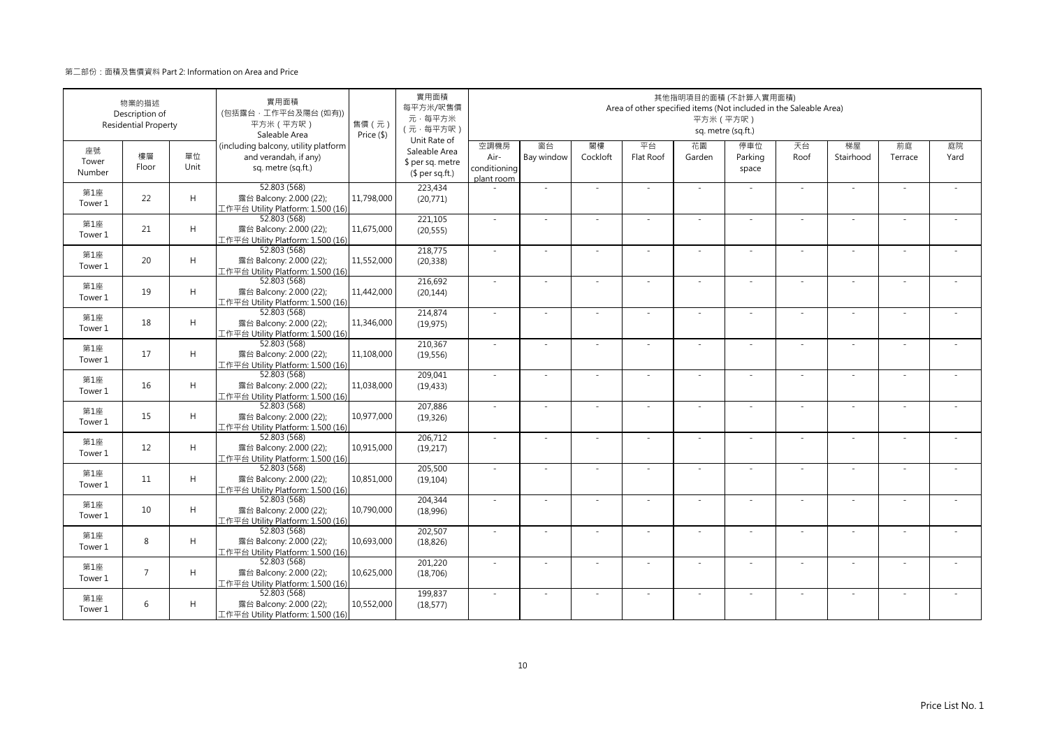第二部份：面積及售價資料 Part 2: Information on Area and Price

| 物業的描述 Description of Residential Property | | | 實用面積 (包括露台、工作平台及陽台 (如有)) 平方米（平方呎） Saleable Area (including balcony, utility platform and verandah, if any) sq. metre (sq.ft.) | 售價（元） Price ($) | 實用面積 每平方米/呎售價 元，每平方米 （元，每平方呎） Unit Rate of Saleable Area $ per sq. metre ($ per sq.ft.) | 其他指明項目的面積 (不計算入實用面積) Area of other specified items (Not included in the Saleable Area) 平方米（平方呎） sq. metre (sq.ft.) | | | | | | | | | |
|---|---|---|---|---|---|---|---|---|---|---|---|---|---|---|---|
| 座號 Tower Number | 樓層 Floor | 單位 Unit | | | | 空調機房 Air-conditioning plant room | 窗台 Bay window | 閣樓 Cockloft | 平台 Flat Roof | 花園 Garden | 停車位 Parking space | 天台 Roof | 梯屋 Stairhood | 前庭 Terrace | 庭院 Yard |
| 第1座 Tower 1 | 22 | H | 52.803 (568) 露台 Balcony: 2.000 (22); 工作平台 Utility Platform: 1.500 (16) | 11,798,000 | 223,434 (20,771) | - | - | - | - | - | - | - | - | - | - |
| 第1座 Tower 1 | 21 | H | 52.803 (568) 露台 Balcony: 2.000 (22); 工作平台 Utility Platform: 1.500 (16) | 11,675,000 | 221,105 (20,555) | - | - | - | - | - | - | - | - | - | - |
| 第1座 Tower 1 | 20 | H | 52.803 (568) 露台 Balcony: 2.000 (22); 工作平台 Utility Platform: 1.500 (16) | 11,552,000 | 218,775 (20,338) | - | - | - | - | - | - | - | - | - | - |
| 第1座 Tower 1 | 19 | H | 52.803 (568) 露台 Balcony: 2.000 (22); 工作平台 Utility Platform: 1.500 (16) | 11,442,000 | 216,692 (20,144) | - | - | - | - | - | - | - | - | - | - |
| 第1座 Tower 1 | 18 | H | 52.803 (568) 露台 Balcony: 2.000 (22); 工作平台 Utility Platform: 1.500 (16) | 11,346,000 | 214,874 (19,975) | - | - | - | - | - | - | - | - | - | - |
| 第1座 Tower 1 | 17 | H | 52.803 (568) 露台 Balcony: 2.000 (22); 工作平台 Utility Platform: 1.500 (16) | 11,108,000 | 210,367 (19,556) | - | - | - | - | - | - | - | - | - | - |
| 第1座 Tower 1 | 16 | H | 52.803 (568) 露台 Balcony: 2.000 (22); 工作平台 Utility Platform: 1.500 (16) | 11,038,000 | 209,041 (19,433) | - | - | - | - | - | - | - | - | - | - |
| 第1座 Tower 1 | 15 | H | 52.803 (568) 露台 Balcony: 2.000 (22); 工作平台 Utility Platform: 1.500 (16) | 10,977,000 | 207,886 (19,326) | - | - | - | - | - | - | - | - | - | - |
| 第1座 Tower 1 | 12 | H | 52.803 (568) 露台 Balcony: 2.000 (22); 工作平台 Utility Platform: 1.500 (16) | 10,915,000 | 206,712 (19,217) | - | - | - | - | - | - | - | - | - | - |
| 第1座 Tower 1 | 11 | H | 52.803 (568) 露台 Balcony: 2.000 (22); 工作平台 Utility Platform: 1.500 (16) | 10,851,000 | 205,500 (19,104) | - | - | - | - | - | - | - | - | - | - |
| 第1座 Tower 1 | 10 | H | 52.803 (568) 露台 Balcony: 2.000 (22); 工作平台 Utility Platform: 1.500 (16) | 10,790,000 | 204,344 (18,996) | - | - | - | - | - | - | - | - | - | - |
| 第1座 Tower 1 | 8 | H | 52.803 (568) 露台 Balcony: 2.000 (22); 工作平台 Utility Platform: 1.500 (16) | 10,693,000 | 202,507 (18,826) | - | - | - | - | - | - | - | - | - | - |
| 第1座 Tower 1 | 7 | H | 52.803 (568) 露台 Balcony: 2.000 (22); 工作平台 Utility Platform: 1.500 (16) | 10,625,000 | 201,220 (18,706) | - | - | - | - | - | - | - | - | - | - |
| 第1座 Tower 1 | 6 | H | 52.803 (568) 露台 Balcony: 2.000 (22); 工作平台 Utility Platform: 1.500 (16) | 10,552,000 | 199,837 (18,577) | - | - | - | - | - | - | - | - | - | - |

Price List No. 1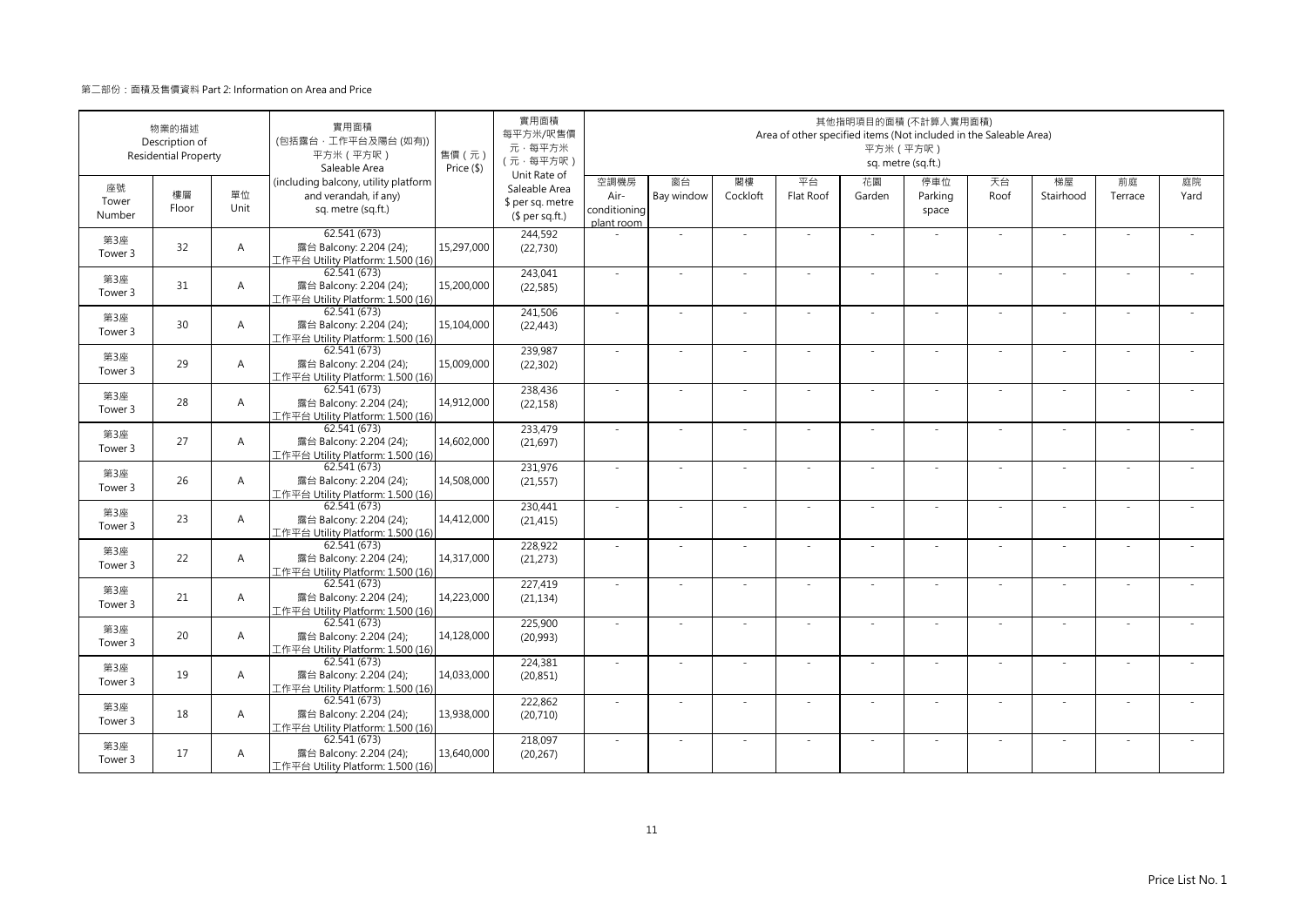第二部份：面積及售價資料 Part 2: Information on Area and Price

| 物業的描述 Description of Residential Property | | | 實用面積 (包括露台，工作平台及陽台 (如有)) 平方米（平方呎） Saleable Area (including balcony, utility platform and verandah, if any) sq. metre (sq.ft.) | 售價（元） Price ($) | 實用面積每平方米/呎售價 元，每平方米 (元，每平方呎) Unit Rate of Saleable Area $ per sq. metre ($ per sq.ft.) | 其他指明項目的面積 (不計算入實用面積) Area of other specified items (Not included in the Saleable Area) 平方米（平方呎） sq. metre (sq.ft.) | | | | | | | | | |
|---|---|---|---|---|---|---|---|---|---|---|---|---|---|---|---|
| 座號 Tower Number | 樓層 Floor | 單位 Unit | | | | 空調機房 Air-conditioning plant room | 窗台 Bay window | 閣樓 Cockloft | 平台 Flat Roof | 花園 Garden | 停車位 Parking space | 天台 Roof | 梯屋 Stairhood | 前庭 Terrace | 庭院 Yard |
| 第3座 Tower 3 | 32 | A | 62.541 (673) 露台 Balcony: 2.204 (24); 工作平台 Utility Platform: 1.500 (16) | 15,297,000 | 244,592 (22,730) | - | - | - | - | - | - | - | - | - | - |
| 第3座 Tower 3 | 31 | A | 62.541 (673) 露台 Balcony: 2.204 (24); 工作平台 Utility Platform: 1.500 (16) | 15,200,000 | 243,041 (22,585) | - | - | - | - | - | - | - | - | - | - |
| 第3座 Tower 3 | 30 | A | 62.541 (673) 露台 Balcony: 2.204 (24); 工作平台 Utility Platform: 1.500 (16) | 15,104,000 | 241,506 (22,443) | - | - | - | - | - | - | - | - | - | - |
| 第3座 Tower 3 | 29 | A | 62.541 (673) 露台 Balcony: 2.204 (24); 工作平台 Utility Platform: 1.500 (16) | 15,009,000 | 239,987 (22,302) | - | - | - | - | - | - | - | - | - | - |
| 第3座 Tower 3 | 28 | A | 62.541 (673) 露台 Balcony: 2.204 (24); 工作平台 Utility Platform: 1.500 (16) | 14,912,000 | 238,436 (22,158) | - | - | - | - | - | - | - | - | - | - |
| 第3座 Tower 3 | 27 | A | 62.541 (673) 露台 Balcony: 2.204 (24); 工作平台 Utility Platform: 1.500 (16) | 14,602,000 | 233,479 (21,697) | - | - | - | - | - | - | - | - | - | - |
| 第3座 Tower 3 | 26 | A | 62.541 (673) 露台 Balcony: 2.204 (24); 工作平台 Utility Platform: 1.500 (16) | 14,508,000 | 231,976 (21,557) | - | - | - | - | - | - | - | - | - | - |
| 第3座 Tower 3 | 23 | A | 62.541 (673) 露台 Balcony: 2.204 (24); 工作平台 Utility Platform: 1.500 (16) | 14,412,000 | 230,441 (21,415) | - | - | - | - | - | - | - | - | - | - |
| 第3座 Tower 3 | 22 | A | 62.541 (673) 露台 Balcony: 2.204 (24); 工作平台 Utility Platform: 1.500 (16) | 14,317,000 | 228,922 (21,273) | - | - | - | - | - | - | - | - | - | - |
| 第3座 Tower 3 | 21 | A | 62.541 (673) 露台 Balcony: 2.204 (24); 工作平台 Utility Platform: 1.500 (16) | 14,223,000 | 227,419 (21,134) | - | - | - | - | - | - | - | - | - | - |
| 第3座 Tower 3 | 20 | A | 62.541 (673) 露台 Balcony: 2.204 (24); 工作平台 Utility Platform: 1.500 (16) | 14,128,000 | 225,900 (20,993) | - | - | - | - | - | - | - | - | - | - |
| 第3座 Tower 3 | 19 | A | 62.541 (673) 露台 Balcony: 2.204 (24); 工作平台 Utility Platform: 1.500 (16) | 14,033,000 | 224,381 (20,851) | - | - | - | - | - | - | - | - | - | - |
| 第3座 Tower 3 | 18 | A | 62.541 (673) 露台 Balcony: 2.204 (24); 工作平台 Utility Platform: 1.500 (16) | 13,938,000 | 222,862 (20,710) | - | - | - | - | - | - | - | - | - | - |
| 第3座 Tower 3 | 17 | A | 62.541 (673) 露台 Balcony: 2.204 (24); 工作平台 Utility Platform: 1.500 (16) | 13,640,000 | 218,097 (20,267) | - | - | - | - | - | - | - | - | - | - |

Price List No. 1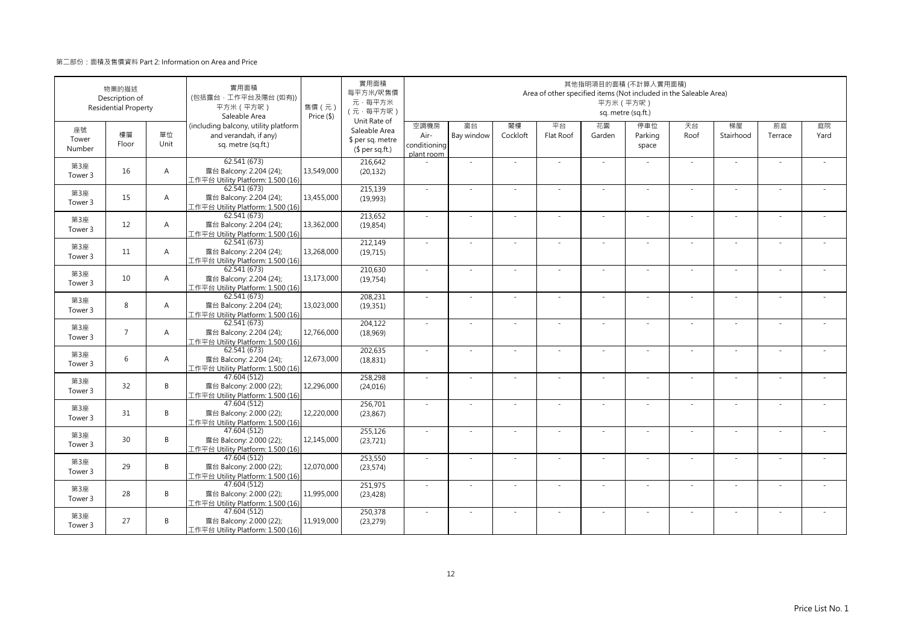第二部份：面積及售價資料 Part 2: Information on Area and Price

| 物業的描述 Description of Residential Property | | | 實用面積 (包括露台，工作平台及陽台 (如有)) 平方米（平方呎） Saleable Area (including balcony, utility platform and verandah, if any) sq. metre (sq.ft.) | 售價（元） Price ($) | 實用面積 每平方米/呎售價 元，每平方米 （元，每平方呎） Unit Rate of Saleable Area $ per sq. metre ($ per sq.ft.) | 其他指明項目的面積 (不計算入實用面積) Area of other specified items (Not included in the Saleable Area) 平方米（平方呎） sq. metre (sq.ft.) | | | | | | | | | |
|---|---|---|---|---|---|---|---|---|---|---|---|---|---|---|---|
| 座號 Tower Number | 樓層 Floor | 單位 Unit | | | | 空調機房 Air-conditioning plant room | 窗台 Bay window | 閣樓 Cockloft | 平台 Flat Roof | 花園 Garden | 停車位 Parking space | 天台 Roof | 梯屋 Stairhood | 前庭 Terrace | 庭院 Yard |
| 第3座 Tower 3 | 16 | A | 62.541 (673) 露台 Balcony: 2.204 (24); 工作平台 Utility Platform: 1.500 (16) | 13,549,000 | 216,642 (20,132) | - | - | - | - | - | - | - | - | - | - |
| 第3座 Tower 3 | 15 | A | 62.541 (673) 露台 Balcony: 2.204 (24); 工作平台 Utility Platform: 1.500 (16) | 13,455,000 | 215,139 (19,993) | - | - | - | - | - | - | - | - | - | - |
| 第3座 Tower 3 | 12 | A | 62.541 (673) 露台 Balcony: 2.204 (24); 工作平台 Utility Platform: 1.500 (16) | 13,362,000 | 213,652 (19,854) | - | - | - | - | - | - | - | - | - | - |
| 第3座 Tower 3 | 11 | A | 62.541 (673) 露台 Balcony: 2.204 (24); 工作平台 Utility Platform: 1.500 (16) | 13,268,000 | 212,149 (19,715) | - | - | - | - | - | - | - | - | - | - |
| 第3座 Tower 3 | 10 | A | 62.541 (673) 露台 Balcony: 2.204 (24); 工作平台 Utility Platform: 1.500 (16) | 13,173,000 | 210,630 (19,754) | - | - | - | - | - | - | - | - | - | - |
| 第3座 Tower 3 | 8 | A | 62.541 (673) 露台 Balcony: 2.204 (24); 工作平台 Utility Platform: 1.500 (16) | 13,023,000 | 208,231 (19,351) | - | - | - | - | - | - | - | - | - | - |
| 第3座 Tower 3 | 7 | A | 62.541 (673) 露台 Balcony: 2.204 (24); 工作平台 Utility Platform: 1.500 (16) | 12,766,000 | 204,122 (18,969) | - | - | - | - | - | - | - | - | - | - |
| 第3座 Tower 3 | 6 | A | 62.541 (673) 露台 Balcony: 2.204 (24); 工作平台 Utility Platform: 1.500 (16) | 12,673,000 | 202,635 (18,831) | - | - | - | - | - | - | - | - | - | - |
| 第3座 Tower 3 | 32 | B | 47.604 (512) 露台 Balcony: 2.000 (22); 工作平台 Utility Platform: 1.500 (16) | 12,296,000 | 258,298 (24,016) | - | - | - | - | - | - | - | - | - | - |
| 第3座 Tower 3 | 31 | B | 47.604 (512) 露台 Balcony: 2.000 (22); 工作平台 Utility Platform: 1.500 (16) | 12,220,000 | 256,701 (23,867) | - | - | - | - | - | - | - | - | - | - |
| 第3座 Tower 3 | 30 | B | 47.604 (512) 露台 Balcony: 2.000 (22); 工作平台 Utility Platform: 1.500 (16) | 12,145,000 | 255,126 (23,721) | - | - | - | - | - | - | - | - | - | - |
| 第3座 Tower 3 | 29 | B | 47.604 (512) 露台 Balcony: 2.000 (22); 工作平台 Utility Platform: 1.500 (16) | 12,070,000 | 253,550 (23,574) | - | - | - | - | - | - | - | - | - | - |
| 第3座 Tower 3 | 28 | B | 47.604 (512) 露台 Balcony: 2.000 (22); 工作平台 Utility Platform: 1.500 (16) | 11,995,000 | 251,975 (23,428) | - | - | - | - | - | - | - | - | - | - |
| 第3座 Tower 3 | 27 | B | 47.604 (512) 露台 Balcony: 2.000 (22); 工作平台 Utility Platform: 1.500 (16) | 11,919,000 | 250,378 (23,279) | - | - | - | - | - | - | - | - | - | - |

Price List No. 1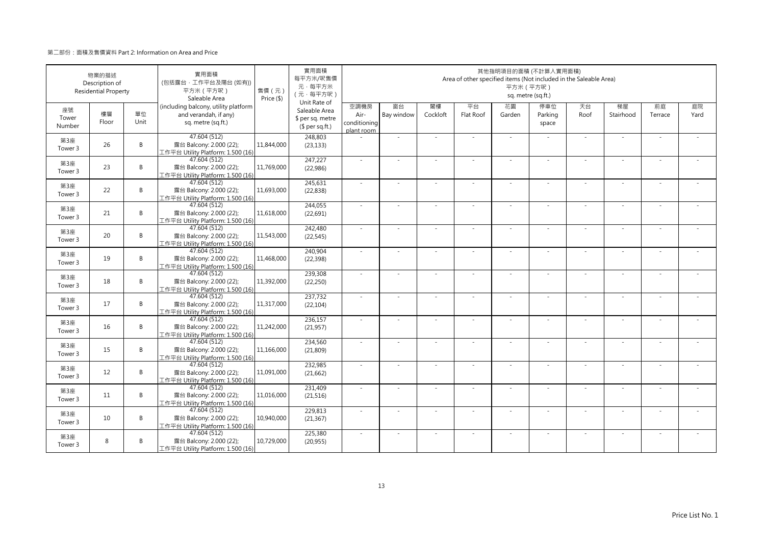第二部份：面積及售價資料 Part 2: Information on Area and Price

| 物業的描述 Description of Residential Property | | | 實用面積 (包括露台，工作平台及陽台 (如有)) 平方米（平方呎） Saleable Area (including balcony, utility platform and verandah, if any) sq. metre (sq.ft.) | 售價（元） Price ($) | 實用面積 每平方米/呎售價 元，每平方米 （元，每平方呎） Unit Rate of Saleable Area $ per sq. metre ($ per sq.ft.) | 其他指明項目的面積 (不計算入實用面積) Area of other specified items (Not included in the Saleable Area) 平方米（平方呎） sq. metre (sq.ft.) | | | | | | | | | |
|---|---|---|---|---|---|---|---|---|---|---|---|---|---|---|---|
| 座號 Tower Number | 樓層 Floor | 單位 Unit | | | | 空調機房 Air-conditioning plant room | 窗台 Bay window | 閣樓 Cockloft | 平台 Flat Roof | 花園 Garden | 停車位 Parking space | 天台 Roof | 梯屋 Stairhood | 前庭 Terrace | 庭院 Yard |
| 第3座 Tower 3 | 26 | B | 47.604 (512) 露台 Balcony: 2.000 (22); 工作平台 Utility Platform: 1.500 (16) | 11,844,000 | 248,803 (23,133) | - | - | - | - | - | - | - | - | - | - |
| 第3座 Tower 3 | 23 | B | 47.604 (512) 露台 Balcony: 2.000 (22); 工作平台 Utility Platform: 1.500 (16) | 11,769,000 | 247,227 (22,986) | - | - | - | - | - | - | - | - | - | - |
| 第3座 Tower 3 | 22 | B | 47.604 (512) 露台 Balcony: 2.000 (22); 工作平台 Utility Platform: 1.500 (16) | 11,693,000 | 245,631 (22,838) | - | - | - | - | - | - | - | - | - | - |
| 第3座 Tower 3 | 21 | B | 47.604 (512) 露台 Balcony: 2.000 (22); 工作平台 Utility Platform: 1.500 (16) | 11,618,000 | 244,055 (22,691) | - | - | - | - | - | - | - | - | - | - |
| 第3座 Tower 3 | 20 | B | 47.604 (512) 露台 Balcony: 2.000 (22); 工作平台 Utility Platform: 1.500 (16) | 11,543,000 | 242,480 (22,545) | - | - | - | - | - | - | - | - | - | - |
| 第3座 Tower 3 | 19 | B | 47.604 (512) 露台 Balcony: 2.000 (22); 工作平台 Utility Platform: 1.500 (16) | 11,468,000 | 240,904 (22,398) | - | - | - | - | - | - | - | - | - | - |
| 第3座 Tower 3 | 18 | B | 47.604 (512) 露台 Balcony: 2.000 (22); 工作平台 Utility Platform: 1.500 (16) | 11,392,000 | 239,308 (22,250) | - | - | - | - | - | - | - | - | - | - |
| 第3座 Tower 3 | 17 | B | 47.604 (512) 露台 Balcony: 2.000 (22); 工作平台 Utility Platform: 1.500 (16) | 11,317,000 | 237,732 (22,104) | - | - | - | - | - | - | - | - | - | - |
| 第3座 Tower 3 | 16 | B | 47.604 (512) 露台 Balcony: 2.000 (22); 工作平台 Utility Platform: 1.500 (16) | 11,242,000 | 236,157 (21,957) | - | - | - | - | - | - | - | - | - | - |
| 第3座 Tower 3 | 15 | B | 47.604 (512) 露台 Balcony: 2.000 (22); 工作平台 Utility Platform: 1.500 (16) | 11,166,000 | 234,560 (21,809) | - | - | - | - | - | - | - | - | - | - |
| 第3座 Tower 3 | 12 | B | 47.604 (512) 露台 Balcony: 2.000 (22); 工作平台 Utility Platform: 1.500 (16) | 11,091,000 | 232,985 (21,662) | - | - | - | - | - | - | - | - | - | - |
| 第3座 Tower 3 | 11 | B | 47.604 (512) 露台 Balcony: 2.000 (22); 工作平台 Utility Platform: 1.500 (16) | 11,016,000 | 231,409 (21,516) | - | - | - | - | - | - | - | - | - | - |
| 第3座 Tower 3 | 10 | B | 47.604 (512) 露台 Balcony: 2.000 (22); 工作平台 Utility Platform: 1.500 (16) | 10,940,000 | 229,813 (21,367) | - | - | - | - | - | - | - | - | - | - |
| 第3座 Tower 3 | 8 | B | 47.604 (512) 露台 Balcony: 2.000 (22); 工作平台 Utility Platform: 1.500 (16) | 10,729,000 | 225,380 (20,955) | - | - | - | - | - | - | - | - | - | - |

Price List No. 1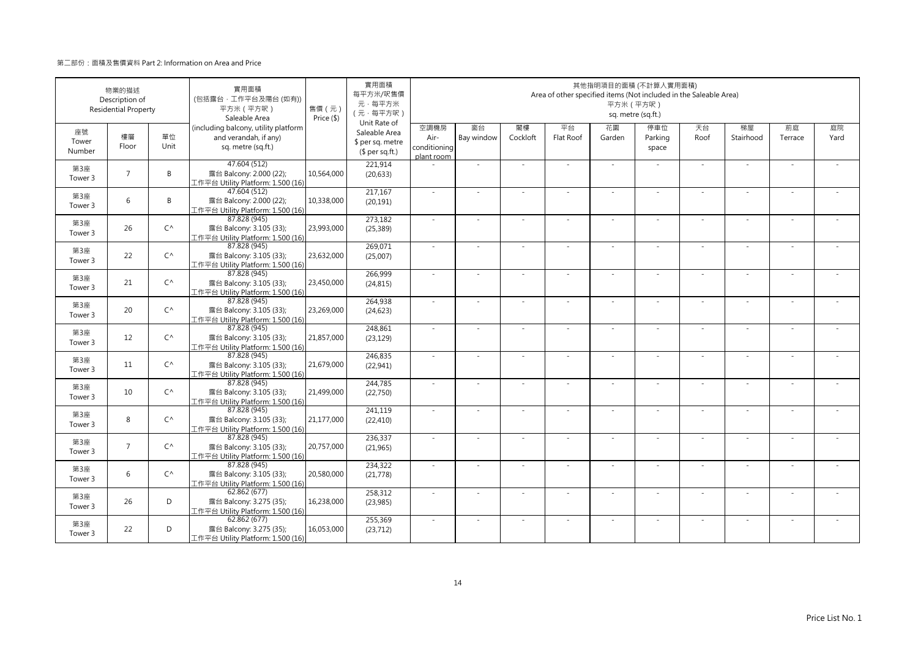第二部份：面積及售價資料 Part 2: Information on Area and Price

| 物業的描述 Description of Residential Property | | | 實用面積 (包括露台，工作平台及陽台 (如有)) 平方米（平方呎） Saleable Area (including balcony, utility platform and verandah, if any) sq. metre (sq.ft.) | 售價（元） Price ($) | 實用面積 每平方米/呎售價 元，每平方米 （元，每平方呎） Unit Rate of Saleable Area $ per sq. metre ($ per sq.ft.) | 其他指明項目的面積 (不計算入實用面積) Area of other specified items (Not included in the Saleable Area) 平方米（平方呎） sq. metre (sq.ft.) | | | | | | | | | |
|---|---|---|---|---|---|---|---|---|---|---|---|---|---|---|---|
| 座號 Tower Number | 樓層 Floor | 單位 Unit | | | | 空調機房 Air-conditioning plant room | 窗台 Bay window | 閣樓 Cockloft | 平台 Flat Roof | 花園 Garden | 停車位 Parking space | 天台 Roof | 梯屋 Stairhood | 前庭 Terrace | 庭院 Yard |
| 第3座 Tower 3 | 7 | B | 47.604 (512) 露台 Balcony: 2.000 (22); 工作平台 Utility Platform: 1.500 (16) | 10,564,000 | 221,914 (20,633) | - | - | - | - | - | - | - | - | - | - |
| 第3座 Tower 3 | 6 | B | 47.604 (512) 露台 Balcony: 2.000 (22); 工作平台 Utility Platform: 1.500 (16) | 10,338,000 | 217,167 (20,191) | - | - | - | - | - | - | - | - | - | - |
| 第3座 Tower 3 | 26 | C^ | 87.828 (945) 露台 Balcony: 3.105 (33); 工作平台 Utility Platform: 1.500 (16) | 23,993,000 | 273,182 (25,389) | - | - | - | - | - | - | - | - | - | - |
| 第3座 Tower 3 | 22 | C^ | 87.828 (945) 露台 Balcony: 3.105 (33); 工作平台 Utility Platform: 1.500 (16) | 23,632,000 | 269,071 (25,007) | - | - | - | - | - | - | - | - | - | - |
| 第3座 Tower 3 | 21 | C^ | 87.828 (945) 露台 Balcony: 3.105 (33); 工作平台 Utility Platform: 1.500 (16) | 23,450,000 | 266,999 (24,815) | - | - | - | - | - | - | - | - | - | - |
| 第3座 Tower 3 | 20 | C^ | 87.828 (945) 露台 Balcony: 3.105 (33); 工作平台 Utility Platform: 1.500 (16) | 23,269,000 | 264,938 (24,623) | - | - | - | - | - | - | - | - | - | - |
| 第3座 Tower 3 | 12 | C^ | 87.828 (945) 露台 Balcony: 3.105 (33); 工作平台 Utility Platform: 1.500 (16) | 21,857,000 | 248,861 (23,129) | - | - | - | - | - | - | - | - | - | - |
| 第3座 Tower 3 | 11 | C^ | 87.828 (945) 露台 Balcony: 3.105 (33); 工作平台 Utility Platform: 1.500 (16) | 21,679,000 | 246,835 (22,941) | - | - | - | - | - | - | - | - | - | - |
| 第3座 Tower 3 | 10 | C^ | 87.828 (945) 露台 Balcony: 3.105 (33); 工作平台 Utility Platform: 1.500 (16) | 21,499,000 | 244,785 (22,750) | - | - | - | - | - | - | - | - | - | - |
| 第3座 Tower 3 | 8 | C^ | 87.828 (945) 露台 Balcony: 3.105 (33); 工作平台 Utility Platform: 1.500 (16) | 21,177,000 | 241,119 (22,410) | - | - | - | - | - | - | - | - | - | - |
| 第3座 Tower 3 | 7 | C^ | 87.828 (945) 露台 Balcony: 3.105 (33); 工作平台 Utility Platform: 1.500 (16) | 20,757,000 | 236,337 (21,965) | - | - | - | - | - | - | - | - | - | - |
| 第3座 Tower 3 | 6 | C^ | 87.828 (945) 露台 Balcony: 3.105 (33); 工作平台 Utility Platform: 1.500 (16) | 20,580,000 | 234,322 (21,778) | - | - | - | - | - | - | - | - | - | - |
| 第3座 Tower 3 | 26 | D | 62.862 (677) 露台 Balcony: 3.275 (35); 工作平台 Utility Platform: 1.500 (16) | 16,238,000 | 258,312 (23,985) | - | - | - | - | - | - | - | - | - | - |
| 第3座 Tower 3 | 22 | D | 62.862 (677) 露台 Balcony: 3.275 (35); 工作平台 Utility Platform: 1.500 (16) | 16,053,000 | 255,369 (23,712) | - | - | - | - | - | - | - | - | - | - |

Price List No. 1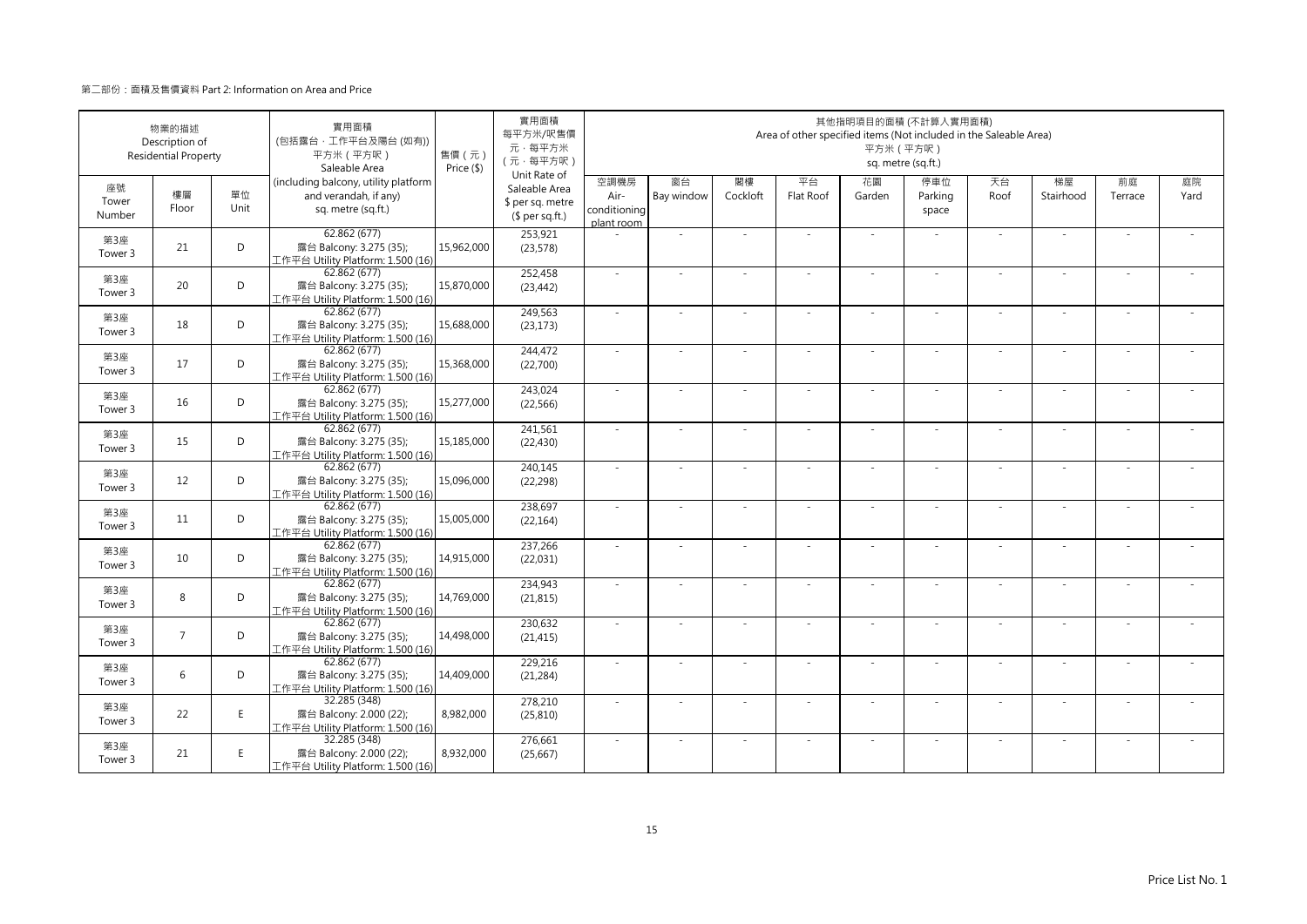第二部份：面積及售價資料 Part 2: Information on Area and Price

| 物業的描述 Description of Residential Property | | | 實用面積 (包括露台，工作平台及陽台 (如有)) 平方米（平方呎） Saleable Area (including balcony, utility platform and verandah, if any) sq. metre (sq.ft.) | 售價（元） Price ($) | 實用面積 每平方米/呎售價 元，每平方米 （元，每平方呎） Unit Rate of Saleable Area $ per sq. metre ($ per sq.ft.) | 其他指明項目的面積 (不計算入實用面積) Area of other specified items (Not included in the Saleable Area) 平方米（平方呎） sq. metre (sq.ft.) | | | | | | | | | |
|---|---|---|---|---|---|---|---|---|---|---|---|---|---|---|---|
| 座號 Tower Number | 樓層 Floor | 單位 Unit | | | | 空調機房 Air-conditioning plant room | 窗台 Bay window | 閣樓 Cockloft | 平台 Flat Roof | 花園 Garden | 停車位 Parking space | 天台 Roof | 梯屋 Stairhood | 前庭 Terrace | 庭院 Yard |
| 第3座 Tower 3 | 21 | D | 62.862 (677) 露台 Balcony: 3.275 (35); 工作平台 Utility Platform: 1.500 (16) | 15,962,000 | 253,921 (23,578) | - | - | - | - | - | - | - | - | - | - |
| 第3座 Tower 3 | 20 | D | 62.862 (677) 露台 Balcony: 3.275 (35); 工作平台 Utility Platform: 1.500 (16) | 15,870,000 | 252,458 (23,442) | - | - | - | - | - | - | - | - | - | - |
| 第3座 Tower 3 | 18 | D | 62.862 (677) 露台 Balcony: 3.275 (35); 工作平台 Utility Platform: 1.500 (16) | 15,688,000 | 249,563 (23,173) | - | - | - | - | - | - | - | - | - | - |
| 第3座 Tower 3 | 17 | D | 62.862 (677) 露台 Balcony: 3.275 (35); 工作平台 Utility Platform: 1.500 (16) | 15,368,000 | 244,472 (22,700) | - | - | - | - | - | - | - | - | - | - |
| 第3座 Tower 3 | 16 | D | 62.862 (677) 露台 Balcony: 3.275 (35); 工作平台 Utility Platform: 1.500 (16) | 15,277,000 | 243,024 (22,566) | - | - | - | - | - | - | - | - | - | - |
| 第3座 Tower 3 | 15 | D | 62.862 (677) 露台 Balcony: 3.275 (35); 工作平台 Utility Platform: 1.500 (16) | 15,185,000 | 241,561 (22,430) | - | - | - | - | - | - | - | - | - | - |
| 第3座 Tower 3 | 12 | D | 62.862 (677) 露台 Balcony: 3.275 (35); 工作平台 Utility Platform: 1.500 (16) | 15,096,000 | 240,145 (22,298) | - | - | - | - | - | - | - | - | - | - |
| 第3座 Tower 3 | 11 | D | 62.862 (677) 露台 Balcony: 3.275 (35); 工作平台 Utility Platform: 1.500 (16) | 15,005,000 | 238,697 (22,164) | - | - | - | - | - | - | - | - | - | - |
| 第3座 Tower 3 | 10 | D | 62.862 (677) 露台 Balcony: 3.275 (35); 工作平台 Utility Platform: 1.500 (16) | 14,915,000 | 237,266 (22,031) | - | - | - | - | - | - | - | - | - | - |
| 第3座 Tower 3 | 8 | D | 62.862 (677) 露台 Balcony: 3.275 (35); 工作平台 Utility Platform: 1.500 (16) | 14,769,000 | 234,943 (21,815) | - | - | - | - | - | - | - | - | - | - |
| 第3座 Tower 3 | 7 | D | 62.862 (677) 露台 Balcony: 3.275 (35); 工作平台 Utility Platform: 1.500 (16) | 14,498,000 | 230,632 (21,415) | - | - | - | - | - | - | - | - | - | - |
| 第3座 Tower 3 | 6 | D | 62.862 (677) 露台 Balcony: 3.275 (35); 工作平台 Utility Platform: 1.500 (16) | 14,409,000 | 229,216 (21,284) | - | - | - | - | - | - | - | - | - | - |
| 第3座 Tower 3 | 22 | E | 32.285 (348) 露台 Balcony: 2.000 (22); 工作平台 Utility Platform: 1.500 (16) | 8,982,000 | 278,210 (25,810) | - | - | - | - | - | - | - | - | - | - |
| 第3座 Tower 3 | 21 | E | 32.285 (348) 露台 Balcony: 2.000 (22); 工作平台 Utility Platform: 1.500 (16) | 8,932,000 | 276,661 (25,667) | - | - | - | - | - | - | - | - | - | - |

Price List No. 1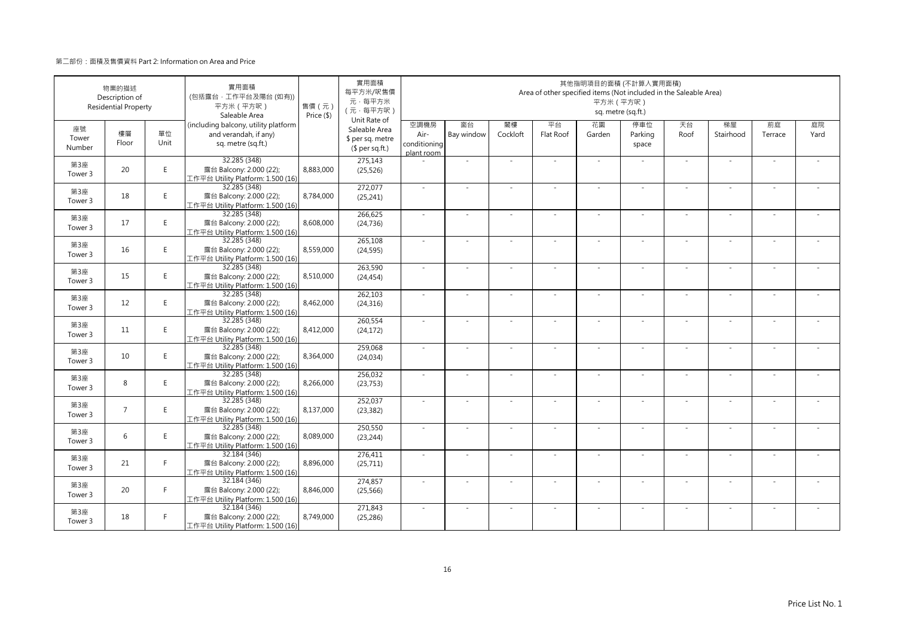第二部份：面積及售價資料 Part 2: Information on Area and Price

| 物業的描述 Description of Residential Property | | | 實用面積 (包括露台，工作平台及陽台 (如有)) 平方米（平方呎） Saleable Area (including balcony, utility platform and verandah, if any) sq. metre (sq.ft.) | 售價（元） Price ($) | 實用面積 每平方米/呎售價 元，每平方米 （元，每平方呎） Unit Rate of Saleable Area $ per sq. metre ($ per sq.ft.) | 其他指明項目的面積 (不計算入實用面積) Area of other specified items (Not included in the Saleable Area) 平方米（平方呎） sq. metre (sq.ft.) | | | | | | | | | |
|---|---|---|---|---|---|---|---|---|---|---|---|---|---|---|---|
| 座號 Tower Number | 樓層 Floor | 單位 Unit | | | | 空調機房 Air-conditioning plant room | 窗台 Bay window | 閣樓 Cockloft | 平台 Flat Roof | 花園 Garden | 停車位 Parking space | 天台 Roof | 梯屋 Stairhood | 前庭 Terrace | 庭院 Yard |
| 第3座 Tower 3 | 20 | E | 32.285 (348) 露台 Balcony: 2.000 (22); 工作平台 Utility Platform: 1.500 (16) | 8,883,000 | 275,143 (25,526) | - | - | - | - | - | - | - | - | - | - |
| 第3座 Tower 3 | 18 | E | 32.285 (348) 露台 Balcony: 2.000 (22); 工作平台 Utility Platform: 1.500 (16) | 8,784,000 | 272,077 (25,241) | - | - | - | - | - | - | - | - | - | - |
| 第3座 Tower 3 | 17 | E | 32.285 (348) 露台 Balcony: 2.000 (22); 工作平台 Utility Platform: 1.500 (16) | 8,608,000 | 266,625 (24,736) | - | - | - | - | - | - | - | - | - | - |
| 第3座 Tower 3 | 16 | E | 32.285 (348) 露台 Balcony: 2.000 (22); 工作平台 Utility Platform: 1.500 (16) | 8,559,000 | 265,108 (24,595) | - | - | - | - | - | - | - | - | - | - |
| 第3座 Tower 3 | 15 | E | 32.285 (348) 露台 Balcony: 2.000 (22); 工作平台 Utility Platform: 1.500 (16) | 8,510,000 | 263,590 (24,454) | - | - | - | - | - | - | - | - | - | - |
| 第3座 Tower 3 | 12 | E | 32.285 (348) 露台 Balcony: 2.000 (22); 工作平台 Utility Platform: 1.500 (16) | 8,462,000 | 262,103 (24,316) | - | - | - | - | - | - | - | - | - | - |
| 第3座 Tower 3 | 11 | E | 32.285 (348) 露台 Balcony: 2.000 (22); 工作平台 Utility Platform: 1.500 (16) | 8,412,000 | 260,554 (24,172) | - | - | - | - | - | - | - | - | - | - |
| 第3座 Tower 3 | 10 | E | 32.285 (348) 露台 Balcony: 2.000 (22); 工作平台 Utility Platform: 1.500 (16) | 8,364,000 | 259,068 (24,034) | - | - | - | - | - | - | - | - | - | - |
| 第3座 Tower 3 | 8 | E | 32.285 (348) 露台 Balcony: 2.000 (22); 工作平台 Utility Platform: 1.500 (16) | 8,266,000 | 256,032 (23,753) | - | - | - | - | - | - | - | - | - | - |
| 第3座 Tower 3 | 7 | E | 32.285 (348) 露台 Balcony: 2.000 (22); 工作平台 Utility Platform: 1.500 (16) | 8,137,000 | 252,037 (23,382) | - | - | - | - | - | - | - | - | - | - |
| 第3座 Tower 3 | 6 | E | 32.285 (348) 露台 Balcony: 2.000 (22); 工作平台 Utility Platform: 1.500 (16) | 8,089,000 | 250,550 (23,244) | - | - | - | - | - | - | - | - | - | - |
| 第3座 Tower 3 | 21 | F | 32.184 (346) 露台 Balcony: 2.000 (22); 工作平台 Utility Platform: 1.500 (16) | 8,896,000 | 276,411 (25,711) | - | - | - | - | - | - | - | - | - | - |
| 第3座 Tower 3 | 20 | F | 32.184 (346) 露台 Balcony: 2.000 (22); 工作平台 Utility Platform: 1.500 (16) | 8,846,000 | 274,857 (25,566) | - | - | - | - | - | - | - | - | - | - |
| 第3座 Tower 3 | 18 | F | 32.184 (346) 露台 Balcony: 2.000 (22); 工作平台 Utility Platform: 1.500 (16) | 8,749,000 | 271,843 (25,286) | - | - | - | - | - | - | - | - | - | - |

Price List No. 1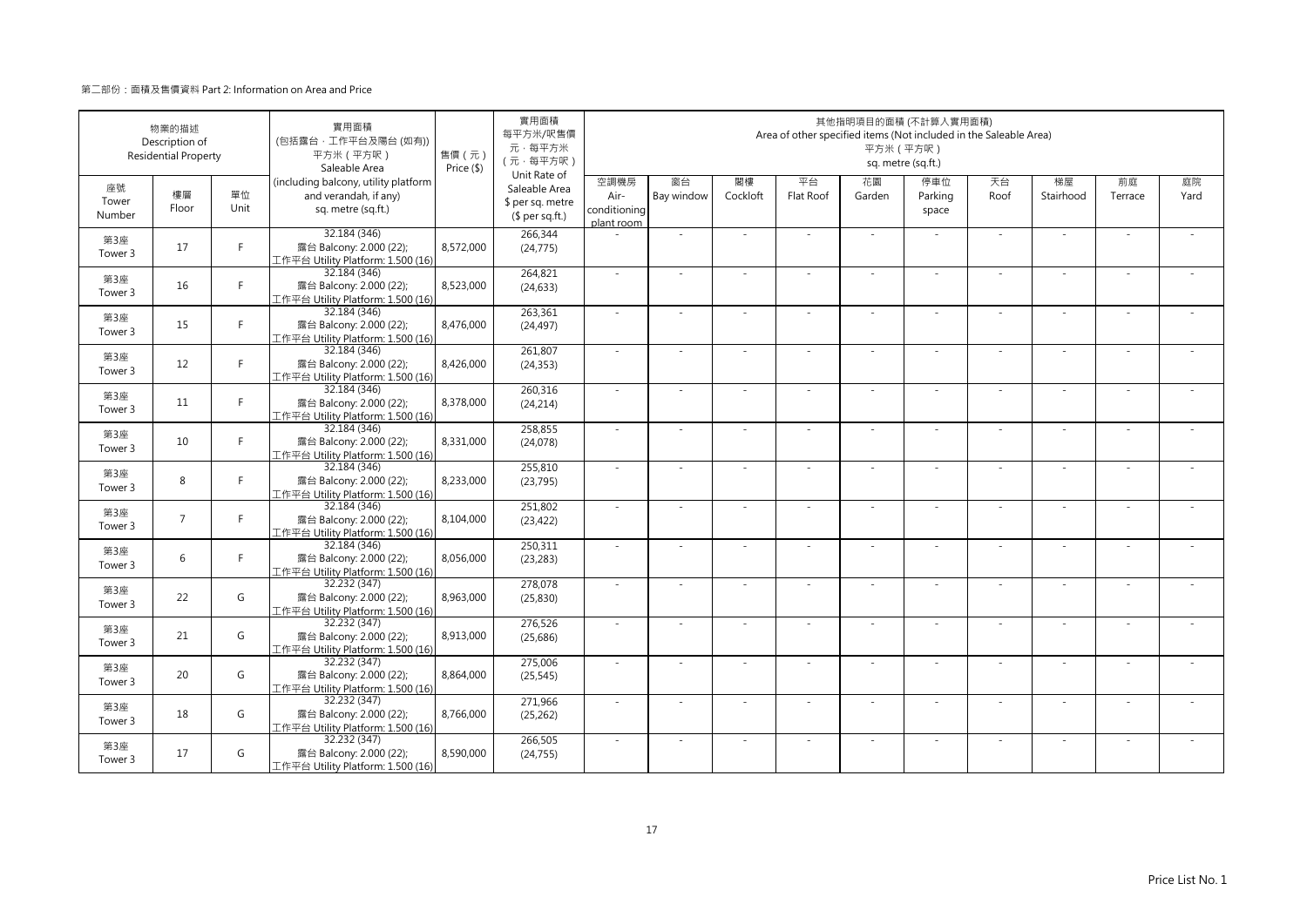第二部份：面積及售價資料 Part 2: Information on Area and Price

| 物業的描述 Description of Residential Property | | | 實用面積 (包括露台，工作平台及陽台 (如有)) 平方米（平方呎） Saleable Area (including balcony, utility platform and verandah, if any) sq. metre (sq.ft.) | 售價（元） Price ($) | 實用面積 每平方米/呎售價 元，每平方米 (元，每平方呎) Unit Rate of Saleable Area $ per sq. metre ($ per sq.ft.) | 其他指明項目的面積 (不計算入實用面積) Area of other specified items (Not included in the Saleable Area) 平方米（平方呎） sq. metre (sq.ft.) | | | | | | | | | |
|---|---|---|---|---|---|---|---|---|---|---|---|---|---|---|---|
| 座號 Tower Number | 樓層 Floor | 單位 Unit | | | | 空調機房 Air-conditioning plant room | 窗台 Bay window | 閣樓 Cockloft | 平台 Flat Roof | 花園 Garden | 停車位 Parking space | 天台 Roof | 梯屋 Stairhood | 前庭 Terrace | 庭院 Yard |
| 第3座 Tower 3 | 17 | F | 32.184 (346) 露台 Balcony: 2.000 (22); 工作平台 Utility Platform: 1.500 (16) | 8,572,000 | 266,344 (24,775) | - | - | - | - | - | - | - | - | - | - |
| 第3座 Tower 3 | 16 | F | 32.184 (346) 露台 Balcony: 2.000 (22); 工作平台 Utility Platform: 1.500 (16) | 8,523,000 | 264,821 (24,633) | - | - | - | - | - | - | - | - | - | - |
| 第3座 Tower 3 | 15 | F | 32.184 (346) 露台 Balcony: 2.000 (22); 工作平台 Utility Platform: 1.500 (16) | 8,476,000 | 263,361 (24,497) | - | - | - | - | - | - | - | - | - | - |
| 第3座 Tower 3 | 12 | F | 32.184 (346) 露台 Balcony: 2.000 (22); 工作平台 Utility Platform: 1.500 (16) | 8,426,000 | 261,807 (24,353) | - | - | - | - | - | - | - | - | - | - |
| 第3座 Tower 3 | 11 | F | 32.184 (346) 露台 Balcony: 2.000 (22); 工作平台 Utility Platform: 1.500 (16) | 8,378,000 | 260,316 (24,214) | - | - | - | - | - | - | - | - | - | - |
| 第3座 Tower 3 | 10 | F | 32.184 (346) 露台 Balcony: 2.000 (22); 工作平台 Utility Platform: 1.500 (16) | 8,331,000 | 258,855 (24,078) | - | - | - | - | - | - | - | - | - | - |
| 第3座 Tower 3 | 8 | F | 32.184 (346) 露台 Balcony: 2.000 (22); 工作平台 Utility Platform: 1.500 (16) | 8,233,000 | 255,810 (23,795) | - | - | - | - | - | - | - | - | - | - |
| 第3座 Tower 3 | 7 | F | 32.184 (346) 露台 Balcony: 2.000 (22); 工作平台 Utility Platform: 1.500 (16) | 8,104,000 | 251,802 (23,422) | - | - | - | - | - | - | - | - | - | - |
| 第3座 Tower 3 | 6 | F | 32.184 (346) 露台 Balcony: 2.000 (22); 工作平台 Utility Platform: 1.500 (16) | 8,056,000 | 250,311 (23,283) | - | - | - | - | - | - | - | - | - | - |
| 第3座 Tower 3 | 22 | G | 32.232 (347) 露台 Balcony: 2.000 (22); 工作平台 Utility Platform: 1.500 (16) | 8,963,000 | 278,078 (25,830) | - | - | - | - | - | - | - | - | - | - |
| 第3座 Tower 3 | 21 | G | 32.232 (347) 露台 Balcony: 2.000 (22); 工作平台 Utility Platform: 1.500 (16) | 8,913,000 | 276,526 (25,686) | - | - | - | - | - | - | - | - | - | - |
| 第3座 Tower 3 | 20 | G | 32.232 (347) 露台 Balcony: 2.000 (22); 工作平台 Utility Platform: 1.500 (16) | 8,864,000 | 275,006 (25,545) | - | - | - | - | - | - | - | - | - | - |
| 第3座 Tower 3 | 18 | G | 32.232 (347) 露台 Balcony: 2.000 (22); 工作平台 Utility Platform: 1.500 (16) | 8,766,000 | 271,966 (25,262) | - | - | - | - | - | - | - | - | - | - |
| 第3座 Tower 3 | 17 | G | 32.232 (347) 露台 Balcony: 2.000 (22); 工作平台 Utility Platform: 1.500 (16) | 8,590,000 | 266,505 (24,755) | - | - | - | - | - | - | - | - | - | - |

Price List No. 1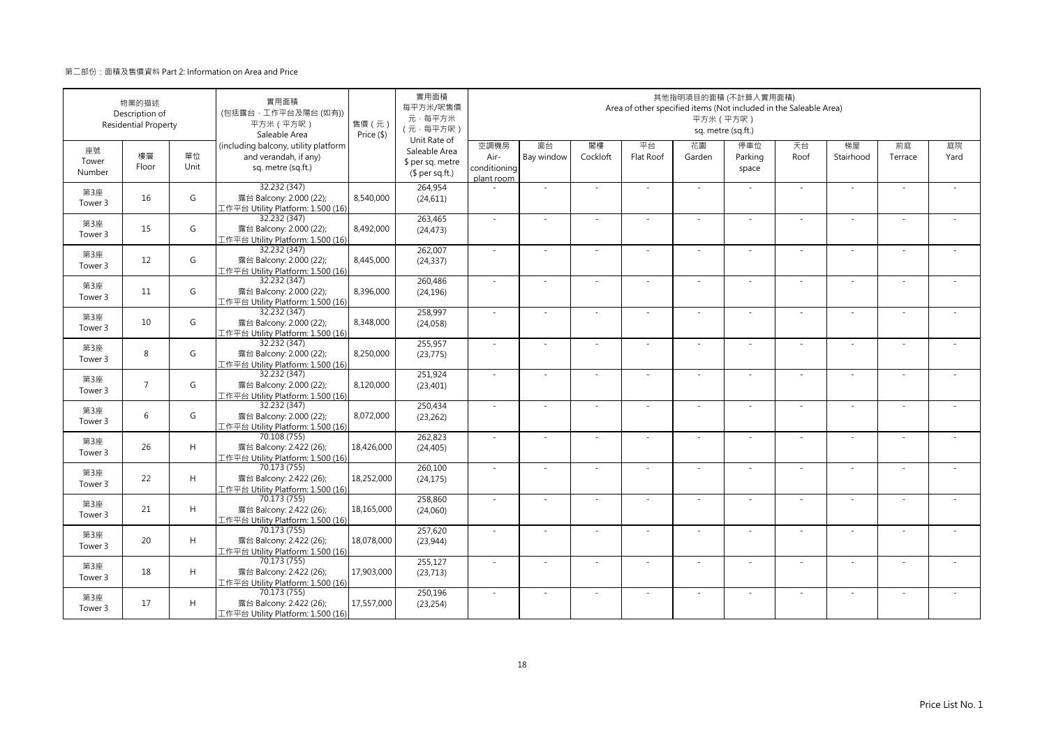第二部份：面積及售價資料 Part 2: Information on Area and Price

| 物業的描述 Description of Residential Property | | | 實用面積 (包括露台，工作平台及陽台 (如有)) 平方米（平方呎） Saleable Area (including balcony, utility platform and verandah, if any) sq. metre (sq.ft.) | 售價（元） Price ($) | 實用面積每平方米/呎售價 元，每平方米 （元，每平方呎） Unit Rate of Saleable Area $ per sq. metre ($ per sq.ft.) | 其他指明項目的面積 (不計算入實用面積) Area of other specified items (Not included in the Saleable Area) 平方米（平方呎） sq. metre (sq.ft.) | | | | | | | | | |
|---|---|---|---|---|---|---|---|---|---|---|---|---|---|---|---|
| 座號 Tower Number | 樓層 Floor | 單位 Unit | | | | 空調機房 Air-conditioning plant room | 窗台 Bay window | 閣樓 Cockloft | 平台 Flat Roof | 花園 Garden | 停車位 Parking space | 天台 Roof | 梯屋 Stairhood | 前庭 Terrace | 庭院 Yard |
| 第3座 Tower 3 | 16 | G | 32.232 (347) 露台 Balcony: 2.000 (22); 工作平台 Utility Platform: 1.500 (16) | 8,540,000 | 264,954 (24,611) | - | - | - | - | - | - | - | - | - | - |
| 第3座 Tower 3 | 15 | G | 32.232 (347) 露台 Balcony: 2.000 (22); 工作平台 Utility Platform: 1.500 (16) | 8,492,000 | 263,465 (24,473) | - | - | - | - | - | - | - | - | - | - |
| 第3座 Tower 3 | 12 | G | 32.232 (347) 露台 Balcony: 2.000 (22); 工作平台 Utility Platform: 1.500 (16) | 8,445,000 | 262,007 (24,337) | - | - | - | - | - | - | - | - | - | - |
| 第3座 Tower 3 | 11 | G | 32.232 (347) 露台 Balcony: 2.000 (22); 工作平台 Utility Platform: 1.500 (16) | 8,396,000 | 260,486 (24,196) | - | - | - | - | - | - | - | - | - | - |
| 第3座 Tower 3 | 10 | G | 32.232 (347) 露台 Balcony: 2.000 (22); 工作平台 Utility Platform: 1.500 (16) | 8,348,000 | 258,997 (24,058) | - | - | - | - | - | - | - | - | - | - |
| 第3座 Tower 3 | 8 | G | 32.232 (347) 露台 Balcony: 2.000 (22); 工作平台 Utility Platform: 1.500 (16) | 8,250,000 | 255,957 (23,775) | - | - | - | - | - | - | - | - | - | - |
| 第3座 Tower 3 | 7 | G | 32.232 (347) 露台 Balcony: 2.000 (22); 工作平台 Utility Platform: 1.500 (16) | 8,120,000 | 251,924 (23,401) | - | - | - | - | - | - | - | - | - | - |
| 第3座 Tower 3 | 6 | G | 32.232 (347) 露台 Balcony: 2.000 (22); 工作平台 Utility Platform: 1.500 (16) | 8,072,000 | 250,434 (23,262) | - | - | - | - | - | - | - | - | - | - |
| 第3座 Tower 3 | 26 | H | 70.108 (755) 露台 Balcony: 2.422 (26); 工作平台 Utility Platform: 1.500 (16) | 18,426,000 | 262,823 (24,405) | - | - | - | - | - | - | - | - | - | - |
| 第3座 Tower 3 | 22 | H | 70.173 (755) 露台 Balcony: 2.422 (26); 工作平台 Utility Platform: 1.500 (16) | 18,252,000 | 260,100 (24,175) | - | - | - | - | - | - | - | - | - | - |
| 第3座 Tower 3 | 21 | H | 70.173 (755) 露台 Balcony: 2.422 (26); 工作平台 Utility Platform: 1.500 (16) | 18,165,000 | 258,860 (24,060) | - | - | - | - | - | - | - | - | - | - |
| 第3座 Tower 3 | 20 | H | 70.173 (755) 露台 Balcony: 2.422 (26); 工作平台 Utility Platform: 1.500 (16) | 18,078,000 | 257,620 (23,944) | - | - | - | - | - | - | - | - | - | - |
| 第3座 Tower 3 | 18 | H | 70.173 (755) 露台 Balcony: 2.422 (26); 工作平台 Utility Platform: 1.500 (16) | 17,903,000 | 255,127 (23,713) | - | - | - | - | - | - | - | - | - | - |
| 第3座 Tower 3 | 17 | H | 70.173 (755) 露台 Balcony: 2.422 (26); 工作平台 Utility Platform: 1.500 (16) | 17,557,000 | 250,196 (23,254) | - | - | - | - | - | - | - | - | - | - |

Price List No. 1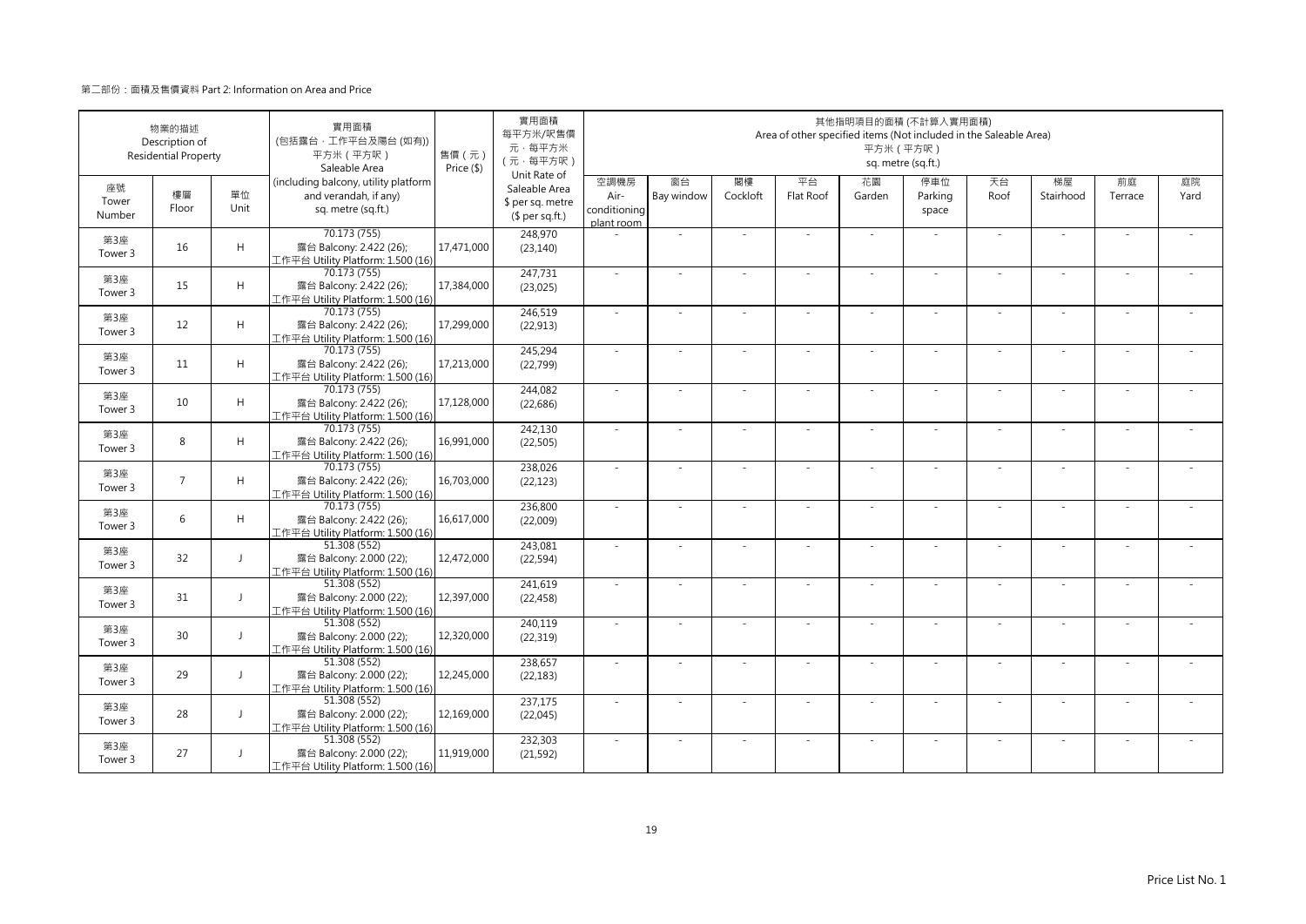第二部份：面積及售價資料 Part 2: Information on Area and Price

| 物業的描述 Description of Residential Property | | | 實用面積 (包括露台，工作平台及陽台 (如有)) 平方米（平方呎） Saleable Area (including balcony, utility platform and verandah, if any) sq. metre (sq.ft.) | 售價（元） Price ($) | 實用面積 每平方米/呎售價 元，每平方米 （元，每平方呎） Unit Rate of Saleable Area $ per sq. metre ($ per sq.ft.) | 其他指明項目的面積 (不計算入實用面積) Area of other specified items (Not included in the Saleable Area) 平方米（平方呎） sq. metre (sq.ft.) | | | | | | | | | |
|---|---|---|---|---|---|---|---|---|---|---|---|---|---|---|---|
| 座號 Tower Number | 樓層 Floor | 單位 Unit | | | | 空調機房 Air-conditioning plant room | 窗台 Bay window | 閣樓 Cockloft | 平台 Flat Roof | 花園 Garden | 停車位 Parking space | 天台 Roof | 梯屋 Stairhood | 前庭 Terrace | 庭院 Yard |
| 第3座 Tower 3 | 16 | H | 70.173 (755) 露台 Balcony: 2.422 (26); 工作平台 Utility Platform: 1.500 (16) | 17,471,000 | 248,970 (23,140) | - | - | - | - | - | - | - | - | - | - |
| 第3座 Tower 3 | 15 | H | 70.173 (755) 露台 Balcony: 2.422 (26); 工作平台 Utility Platform: 1.500 (16) | 17,384,000 | 247,731 (23,025) | - | - | - | - | - | - | - | - | - | - |
| 第3座 Tower 3 | 12 | H | 70.173 (755) 露台 Balcony: 2.422 (26); 工作平台 Utility Platform: 1.500 (16) | 17,299,000 | 246,519 (22,913) | - | - | - | - | - | - | - | - | - | - |
| 第3座 Tower 3 | 11 | H | 70.173 (755) 露台 Balcony: 2.422 (26); 工作平台 Utility Platform: 1.500 (16) | 17,213,000 | 245,294 (22,799) | - | - | - | - | - | - | - | - | - | - |
| 第3座 Tower 3 | 10 | H | 70.173 (755) 露台 Balcony: 2.422 (26); 工作平台 Utility Platform: 1.500 (16) | 17,128,000 | 244,082 (22,686) | - | - | - | - | - | - | - | - | - | - |
| 第3座 Tower 3 | 8 | H | 70.173 (755) 露台 Balcony: 2.422 (26); 工作平台 Utility Platform: 1.500 (16) | 16,991,000 | 242,130 (22,505) | - | - | - | - | - | - | - | - | - | - |
| 第3座 Tower 3 | 7 | H | 70.173 (755) 露台 Balcony: 2.422 (26); 工作平台 Utility Platform: 1.500 (16) | 16,703,000 | 238,026 (22,123) | - | - | - | - | - | - | - | - | - | - |
| 第3座 Tower 3 | 6 | H | 70.173 (755) 露台 Balcony: 2.422 (26); 工作平台 Utility Platform: 1.500 (16) | 16,617,000 | 236,800 (22,009) | - | - | - | - | - | - | - | - | - | - |
| 第3座 Tower 3 | 32 | J | 51.308 (552) 露台 Balcony: 2.000 (22); 工作平台 Utility Platform: 1.500 (16) | 12,472,000 | 243,081 (22,594) | - | - | - | - | - | - | - | - | - | - |
| 第3座 Tower 3 | 31 | J | 51.308 (552) 露台 Balcony: 2.000 (22); 工作平台 Utility Platform: 1.500 (16) | 12,397,000 | 241,619 (22,458) | - | - | - | - | - | - | - | - | - | - |
| 第3座 Tower 3 | 30 | J | 51.308 (552) 露台 Balcony: 2.000 (22); 工作平台 Utility Platform: 1.500 (16) | 12,320,000 | 240,119 (22,319) | - | - | - | - | - | - | - | - | - | - |
| 第3座 Tower 3 | 29 | J | 51.308 (552) 露台 Balcony: 2.000 (22); 工作平台 Utility Platform: 1.500 (16) | 12,245,000 | 238,657 (22,183) | - | - | - | - | - | - | - | - | - | - |
| 第3座 Tower 3 | 28 | J | 51.308 (552) 露台 Balcony: 2.000 (22); 工作平台 Utility Platform: 1.500 (16) | 12,169,000 | 237,175 (22,045) | - | - | - | - | - | - | - | - | - | - |
| 第3座 Tower 3 | 27 | J | 51.308 (552) 露台 Balcony: 2.000 (22); 工作平台 Utility Platform: 1.500 (16) | 11,919,000 | 232,303 (21,592) | - | - | - | - | - | - | - | - | - | - |

Price List No. 1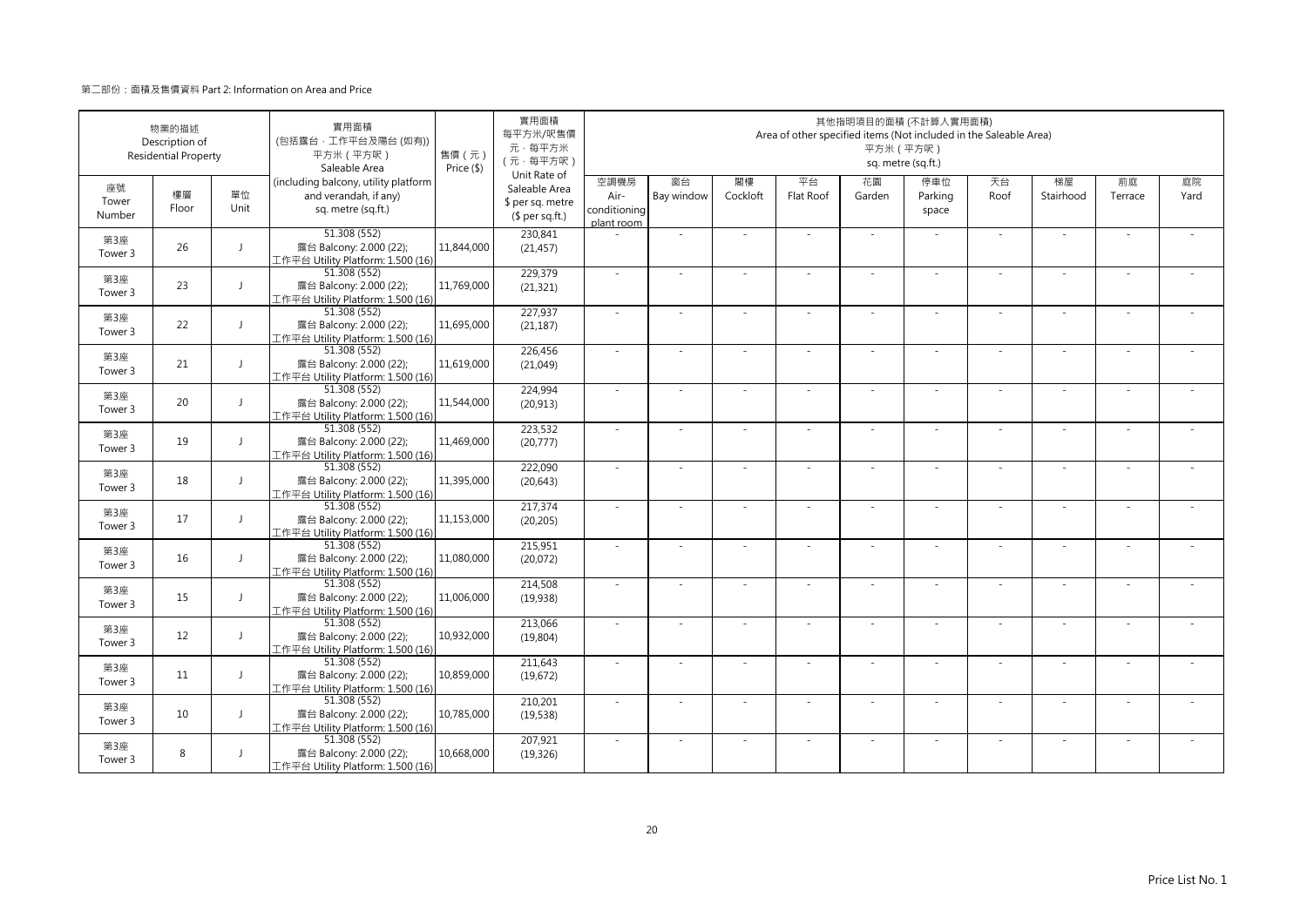第二部份：面積及售價資料 Part 2: Information on Area and Price

| 物業的描述 Description of Residential Property | | | 實用面積 (包括露台，工作平台及陽台 (如有)) 平方米（平方呎） Saleable Area (including balcony, utility platform and verandah, if any) sq. metre (sq.ft.) | 售價（元） Price ($) | 實用面積 每平方米/呎售價 元，每平方米 (元，每平方呎) Unit Rate of Saleable Area $ per sq. metre ($ per sq.ft.) | 其他指明項目的面積 (不計算入實用面積) Area of other specified items (Not included in the Saleable Area) 平方米（平方呎） sq. metre (sq.ft.) | | | | | | | | | |
|---|---|---|---|---|---|---|---|---|---|---|---|---|---|---|---|
| 座號 Tower Number | 樓層 Floor | 單位 Unit | | | | 空調機房 Air-conditioning plant room | 窗台 Bay window | 閣樓 Cockloft | 平台 Flat Roof | 花園 Garden | 停車位 Parking space | 天台 Roof | 梯屋 Stairhood | 前庭 Terrace | 庭院 Yard |
| 第3座 Tower 3 | 26 | J | 51.308 (552) 露台 Balcony: 2.000 (22); 工作平台 Utility Platform: 1.500 (16) | 11,844,000 | 230,841 (21,457) | - | - | - | - | - | - | - | - | - | - |
| 第3座 Tower 3 | 23 | J | 51.308 (552) 露台 Balcony: 2.000 (22); 工作平台 Utility Platform: 1.500 (16) | 11,769,000 | 229,379 (21,321) | - | - | - | - | - | - | - | - | - | - |
| 第3座 Tower 3 | 22 | J | 51.308 (552) 露台 Balcony: 2.000 (22); 工作平台 Utility Platform: 1.500 (16) | 11,695,000 | 227,937 (21,187) | - | - | - | - | - | - | - | - | - | - |
| 第3座 Tower 3 | 21 | J | 51.308 (552) 露台 Balcony: 2.000 (22); 工作平台 Utility Platform: 1.500 (16) | 11,619,000 | 226,456 (21,049) | - | - | - | - | - | - | - | - | - | - |
| 第3座 Tower 3 | 20 | J | 51.308 (552) 露台 Balcony: 2.000 (22); 工作平台 Utility Platform: 1.500 (16) | 11,544,000 | 224,994 (20,913) | - | - | - | - | - | - | - | - | - | - |
| 第3座 Tower 3 | 19 | J | 51.308 (552) 露台 Balcony: 2.000 (22); 工作平台 Utility Platform: 1.500 (16) | 11,469,000 | 223,532 (20,777) | - | - | - | - | - | - | - | - | - | - |
| 第3座 Tower 3 | 18 | J | 51.308 (552) 露台 Balcony: 2.000 (22); 工作平台 Utility Platform: 1.500 (16) | 11,395,000 | 222,090 (20,643) | - | - | - | - | - | - | - | - | - | - |
| 第3座 Tower 3 | 17 | J | 51.308 (552) 露台 Balcony: 2.000 (22); 工作平台 Utility Platform: 1.500 (16) | 11,153,000 | 217,374 (20,205) | - | - | - | - | - | - | - | - | - | - |
| 第3座 Tower 3 | 16 | J | 51.308 (552) 露台 Balcony: 2.000 (22); 工作平台 Utility Platform: 1.500 (16) | 11,080,000 | 215,951 (20,072) | - | - | - | - | - | - | - | - | - | - |
| 第3座 Tower 3 | 15 | J | 51.308 (552) 露台 Balcony: 2.000 (22); 工作平台 Utility Platform: 1.500 (16) | 11,006,000 | 214,508 (19,938) | - | - | - | - | - | - | - | - | - | - |
| 第3座 Tower 3 | 12 | J | 51.308 (552) 露台 Balcony: 2.000 (22); 工作平台 Utility Platform: 1.500 (16) | 10,932,000 | 213,066 (19,804) | - | - | - | - | - | - | - | - | - | - |
| 第3座 Tower 3 | 11 | J | 51.308 (552) 露台 Balcony: 2.000 (22); 工作平台 Utility Platform: 1.500 (16) | 10,859,000 | 211,643 (19,672) | - | - | - | - | - | - | - | - | - | - |
| 第3座 Tower 3 | 10 | J | 51.308 (552) 露台 Balcony: 2.000 (22); 工作平台 Utility Platform: 1.500 (16) | 10,785,000 | 210,201 (19,538) | - | - | - | - | - | - | - | - | - | - |
| 第3座 Tower 3 | 8 | J | 51.308 (552) 露台 Balcony: 2.000 (22); 工作平台 Utility Platform: 1.500 (16) | 10,668,000 | 207,921 (19,326) | - | - | - | - | - | - | - | - | - | - |

Price List No. 1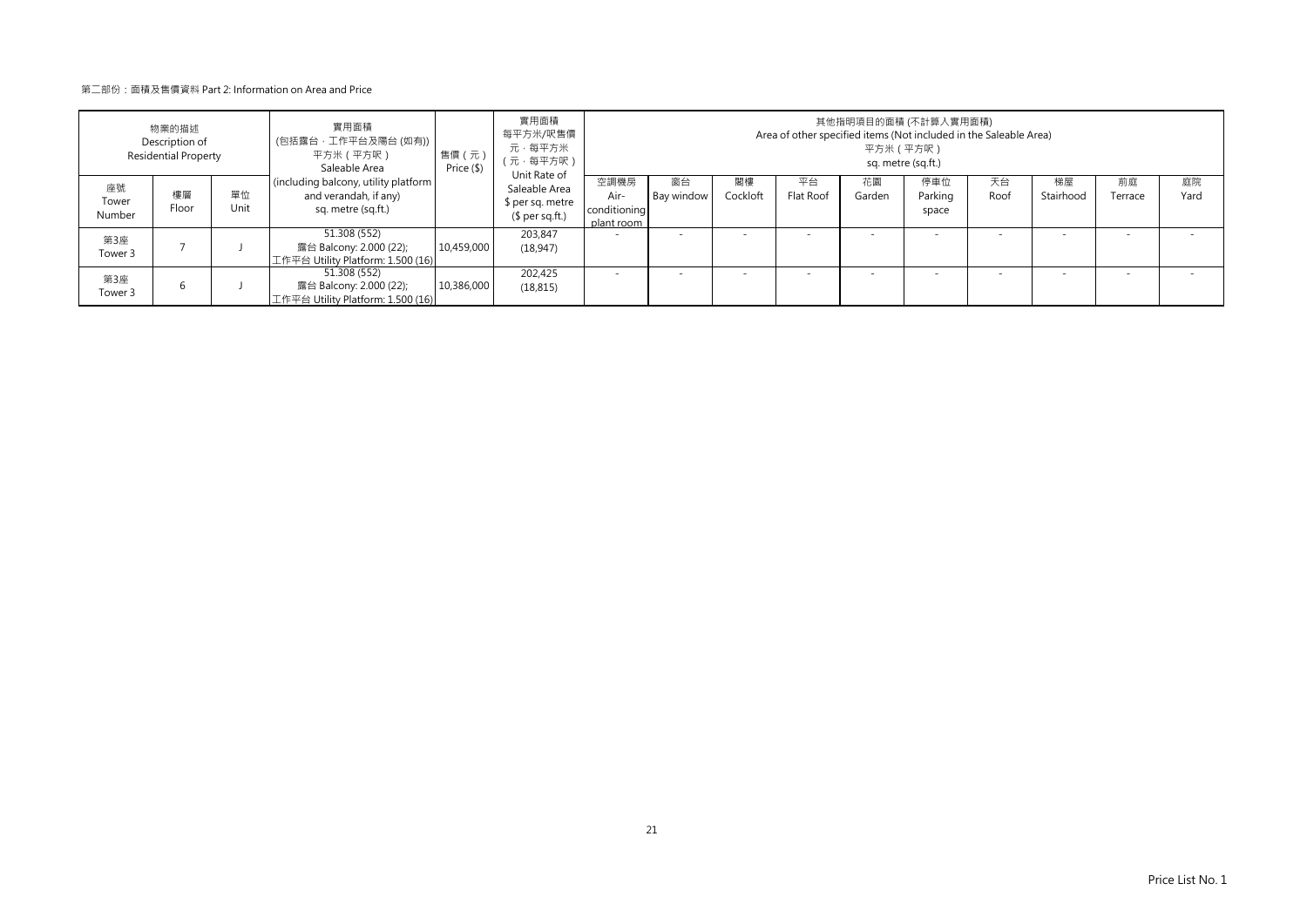第二部份：面積及售價資料 Part 2: Information on Area and Price

| 物業的描述 Description of Residential Property | | | 實用面積 (包括露台，工作平台及陽台 (如有)) 平方米（平方呎） Saleable Area (including balcony, utility platform and verandah, if any) sq. metre (sq.ft.) | 售價（元） Price ($) | 實用面積 每平方米/呎售價 元，每平方米 （元，每平方呎） Unit Rate of Saleable Area $ per sq. metre ($ per sq.ft.) | 其他指明項目的面積 (不計算入實用面積) Area of other specified items (Not included in the Saleable Area) 平方米（平方呎） sq. metre (sq.ft.) | | | | | | | | | |
|---|---|---|---|---|---|---|---|---|---|---|---|---|---|---|---|
| 座號 Tower Number | 樓層 Floor | 單位 Unit | | | | 空調機房 Air-conditioning plant room | 窗台 Bay window | 閣樓 Cockloft | 平台 Flat Roof | 花園 Garden | 停車位 Parking space | 天台 Roof | 梯屋 Stairhood | 前庭 Terrace | 庭院 Yard |
| 第3座 Tower 3 | 7 | J | 51.308 (552) 露台 Balcony: 2.000 (22); 工作平台 Utility Platform: 1.500 (16) | 10,459,000 | 203,847 (18,947) | - | - | - | - | - | - | - | - | - | - |
| 第3座 Tower 3 | 6 | J | 51.308 (552) 露台 Balcony: 2.000 (22); 工作平台 Utility Platform: 1.500 (16) | 10,386,000 | 202,425 (18,815) | - | - | - | - | - | - | - | - | - | - |

Price List No. 1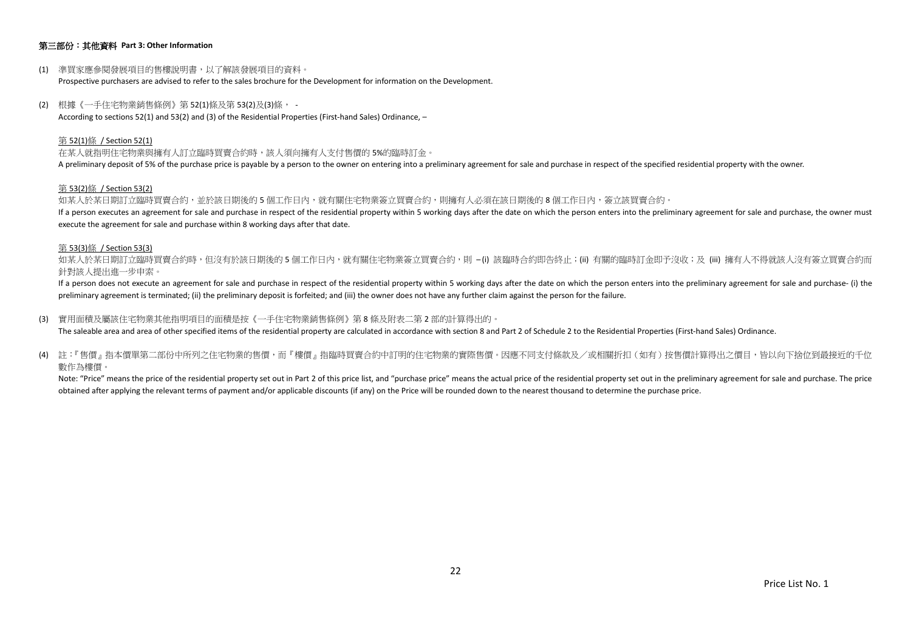## 第三部份：其他資料 Part 3: Other Information

(1) 準買家應參閱發展項目的售樓說明書，以了解該發展項目的資料。
Prospective purchasers are advised to refer to the sales brochure for the Development for information on the Development.

(2) 根據《一手住宅物業銷售條例》第 52(1)條及第 53(2)及(3)條， -
According to sections 52(1) and 53(2) and (3) of the Residential Properties (First-hand Sales) Ordinance, –

第 52(1)條 / Section 52(1)

在某人就指明住宅物業與擁有人訂立臨時買賣合約時，該人須向擁有人支付售價的 5%的臨時訂金。
A preliminary deposit of 5% of the purchase price is payable by a person to the owner on entering into a preliminary agreement for sale and purchase in respect of the specified residential property with the owner.

第 53(2)條 / Section 53(2)

如某人於某日期訂立臨時買賣合約，並於該日期後的 5 個工作日內，就有關住宅物業簽立買賣合約，則擁有人必須在該日期後的 8 個工作日內，簽立該買賣合約。
If a person executes an agreement for sale and purchase in respect of the residential property within 5 working days after the date on which the person enters into the preliminary agreement for sale and purchase, the owner must execute the agreement for sale and purchase within 8 working days after that date.

第 53(3)條 / Section 53(3)

如某人於某日期訂立臨時買賣合約時，但沒有於該日期後的 5 個工作日內，就有關住宅物業簽立買賣合約，則 –(i) 該臨時合約即告終止；(ii) 有關的臨時訂金即予沒收；及 (iii) 擁有人不得就該人沒有簽立買賣合約而針對該人提出進一步申索。
If a person does not execute an agreement for sale and purchase in respect of the residential property within 5 working days after the date on which the person enters into the preliminary agreement for sale and purchase- (i) the preliminary agreement is terminated; (ii) the preliminary deposit is forfeited; and (iii) the owner does not have any further claim against the person for the failure.

(3) 實用面積及屬該住宅物業其他指明項目的面積是按《一手住宅物業銷售條例》第 8 條及附表二第 2 部的計算得出的。
The saleable area and area of other specified items of the residential property are calculated in accordance with section 8 and Part 2 of Schedule 2 to the Residential Properties (First-hand Sales) Ordinance.

(4) 註：『售價』指本價單第二部份中所列之住宅物業的售價，而『樓價』指臨時買賣合約中訂明的住宅物業的實際售價。因應不同支付條款及／或相關折扣（如有）按售價計算得出之價目，皆以向下捨位到最接近的千位數作為樓價。
Note: "Price" means the price of the residential property set out in Part 2 of this price list, and "purchase price" means the actual price of the residential property set out in the preliminary agreement for sale and purchase. The price obtained after applying the relevant terms of payment and/or applicable discounts (if any) on the Price will be rounded down to the nearest thousand to determine the purchase price.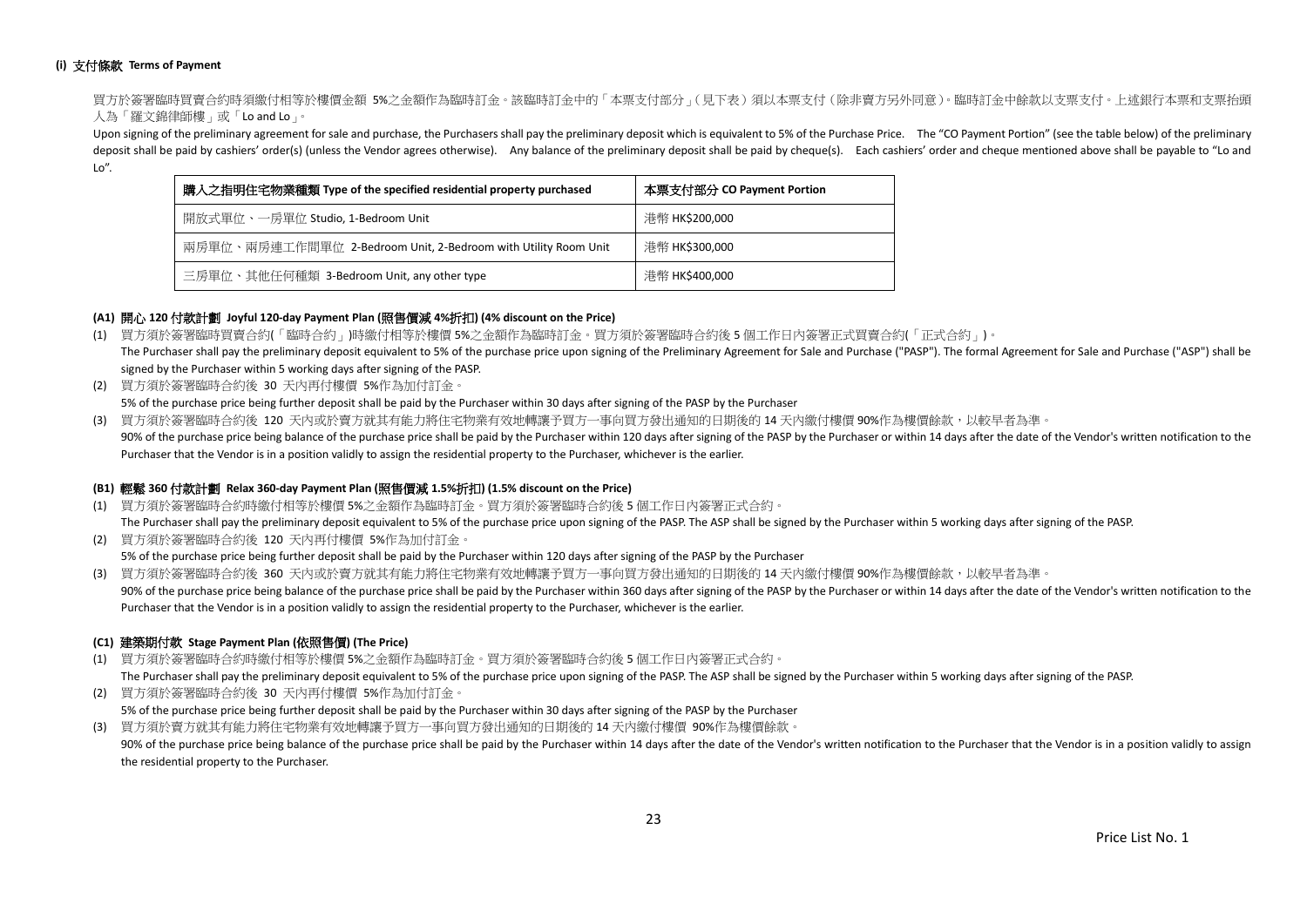### (i) 支付條款 Terms of Payment

買方於簽署臨時買賣合約時須繳付相等於樓價金額 5%之金額作為臨時訂金。該臨時訂金中的「本票支付部分」(見下表) 須以本票支付 (除非賣方另外同意)。臨時訂金中餘款以支票支付。上述銀行本票和支票抬頭人為「羅文錦律師樓」或「Lo and Lo」。

Upon signing of the preliminary agreement for sale and purchase, the Purchasers shall pay the preliminary deposit which is equivalent to 5% of the Purchase Price. The "CO Payment Portion" (see the table below) of the preliminary deposit shall be paid by cashiers' order(s) (unless the Vendor agrees otherwise). Any balance of the preliminary deposit shall be paid by cheque(s). Each cashiers' order and cheque mentioned above shall be payable to "Lo and Lo".

| 購入之指明住宅物業種類 Type of the specified residential property purchased | 本票支付部分 CO Payment Portion |
|---|---|
| 開放式單位、一房單位 Studio, 1-Bedroom Unit | 港幣 HK$200,000 |
| 兩房單位、兩房連工作間單位 2-Bedroom Unit, 2-Bedroom with Utility Room Unit | 港幣 HK$300,000 |
| 三房單位、其他任何種類 3-Bedroom Unit, any other type | 港幣 HK$400,000 |

#### (A1) 開心 120 付款計劃 Joyful 120-day Payment Plan (照售價減 4%折扣) (4% discount on the Price)

(1) 買方須於簽署臨時買賣合約(「臨時合約」)時繳付相等於樓價 5%之金額作為臨時訂金。買方須於簽署臨時合約後 5 個工作日內簽署正式買賣合約(「正式合約」)。
The Purchaser shall pay the preliminary deposit equivalent to 5% of the purchase price upon signing of the Preliminary Agreement for Sale and Purchase ("PASP"). The formal Agreement for Sale and Purchase ("ASP") shall be signed by the Purchaser within 5 working days after signing of the PASP.

(2) 買方須於簽署臨時合約後 30 天內再付樓價 5%作為加付訂金。
5% of the purchase price being further deposit shall be paid by the Purchaser within 30 days after signing of the PASP by the Purchaser

(3) 買方須於簽署臨時合約後 120 天內或於賣方就其有能力將住宅物業有效地轉讓予買方一事向買方發出通知的日期後的 14 天內繳付樓價 90%作為樓價餘款，以較早者為準。
90% of the purchase price being balance of the purchase price shall be paid by the Purchaser within 120 days after signing of the PASP by the Purchaser or within 14 days after the date of the Vendor's written notification to the Purchaser that the Vendor is in a position validly to assign the residential property to the Purchaser, whichever is the earlier.

#### (B1) 輕鬆 360 付款計劃 Relax 360-day Payment Plan (照售價減 1.5%折扣) (1.5% discount on the Price)

(1) 買方須於簽署臨時合約時繳付相等於樓價 5%之金額作為臨時訂金。買方須於簽署臨時合約後 5 個工作日內簽署正式合約。
The Purchaser shall pay the preliminary deposit equivalent to 5% of the purchase price upon signing of the PASP. The ASP shall be signed by the Purchaser within 5 working days after signing of the PASP.

(2) 買方須於簽署臨時合約後 120 天內再付樓價 5%作為加付訂金。
5% of the purchase price being further deposit shall be paid by the Purchaser within 120 days after signing of the PASP by the Purchaser

(3) 買方須於簽署臨時合約後 360 天內或於賣方就其有能力將住宅物業有效地轉讓予買方一事向買方發出通知的日期後的 14 天內繳付樓價 90%作為樓價餘款，以較早者為準。
90% of the purchase price being balance of the purchase price shall be paid by the Purchaser within 360 days after signing of the PASP by the Purchaser or within 14 days after the date of the Vendor's written notification to the Purchaser that the Vendor is in a position validly to assign the residential property to the Purchaser, whichever is the earlier.

#### (C1) 建築期付款 Stage Payment Plan (依照售價) (The Price)

(1) 買方須於簽署臨時合約時繳付相等於樓價 5%之金額作為臨時訂金。買方須於簽署臨時合約後 5 個工作日內簽署正式合約。
The Purchaser shall pay the preliminary deposit equivalent to 5% of the purchase price upon signing of the PASP. The ASP shall be signed by the Purchaser within 5 working days after signing of the PASP.

(2) 買方須於簽署臨時合約後 30 天內再付樓價 5%作為加付訂金。
5% of the purchase price being further deposit shall be paid by the Purchaser within 30 days after signing of the PASP by the Purchaser

(3) 買方須於賣方就其有能力將住宅物業有效地轉讓予買方一事向買方發出通知的日期後的 14 天內繳付樓價 90%作為樓價餘款。
90% of the purchase price being balance of the purchase price shall be paid by the Purchaser within 14 days after the date of the Vendor's written notification to the Purchaser that the Vendor is in a position validly to assign the residential property to the Purchaser.

Price List No. 1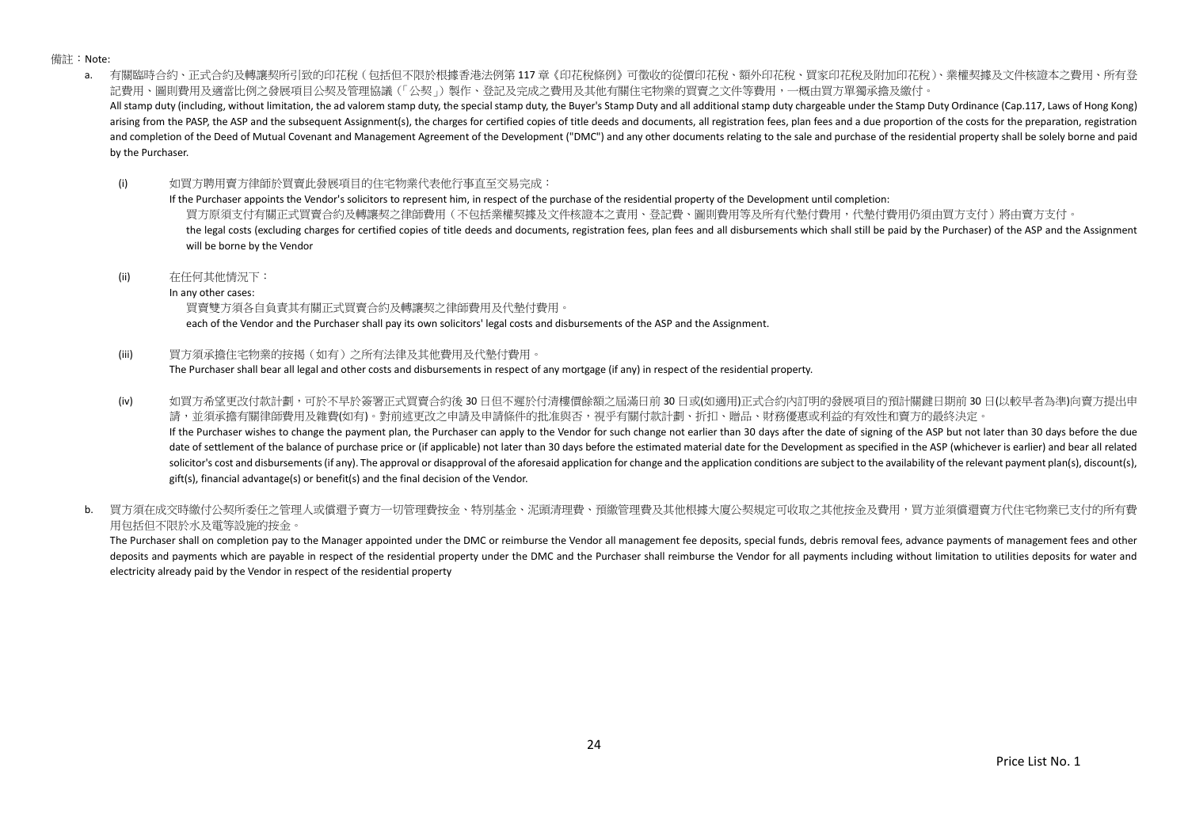備註：Note:

a. 有關臨時合約、正式合約及轉讓契所引致的印花稅（包括但不限於根據香港法例第 117 章《印花稅條例》可徵收的從價印花稅、額外印花稅、買家印花稅及附加印花稅）、業權契據及文件核證本之費用、所有登記費用、圖則費用及適當比例之發展項目公契及管理協議（「公契」）製作、登記及完成之費用及其他有關住宅物業的買賣之文件等費用，一概由買方單獨承擔及繳付。
All stamp duty (including, without limitation, the ad valorem stamp duty, the special stamp duty, the Buyer's Stamp Duty and all additional stamp duty chargeable under the Stamp Duty Ordinance (Cap.117, Laws of Hong Kong) arising from the PASP, the ASP and the subsequent Assignment(s), the charges for certified copies of title deeds and documents, all registration fees, plan fees and a due proportion of the costs for the preparation, registration and completion of the Deed of Mutual Covenant and Management Agreement of the Development ("DMC") and any other documents relating to the sale and purchase of the residential property shall be solely borne and paid by the Purchaser.

(i) 如買方聘用賣方律師於買賣此發展項目的住宅物業代表他行事直至交易完成：
If the Purchaser appoints the Vendor's solicitors to represent him, in respect of the purchase of the residential property of the Development until completion:
買方原須支付有關正式買賣合約及轉讓契之律師費用（不包括業權契據及文件核證本之責用、登記費、圖則費用等及所有代墊付費用，代墊付費用仍須由買方支付）將由賣方支付。
the legal costs (excluding charges for certified copies of title deeds and documents, registration fees, plan fees and all disbursements which shall still be paid by the Purchaser) of the ASP and the Assignment will be borne by the Vendor

(ii) 在任何其他情況下：
In any other cases:
買賣雙方須各自負責其有關正式買賣合約及轉讓契之律師費用及代墊付費用。
each of the Vendor and the Purchaser shall pay its own solicitors' legal costs and disbursements of the ASP and the Assignment.

(iii) 買方須承擔住宅物業的按揭（如有）之所有法律及其他費用及代墊付費用。
The Purchaser shall bear all legal and other costs and disbursements in respect of any mortgage (if any) in respect of the residential property.

(iv) 如買方希望更改付款計劃，可於不早於簽署正式買賣合約後 30 日但不遲於付清樓價餘額之屆滿日前 30 日或(如適用)正式合約內訂明的發展項目的預計關鍵日期前 30 日(以較早者為準)向賣方提出申請，並須承擔有關律師費用及雜費(如有)。對前述更改之申請及申請條件的批准與否，視乎有關付款計劃、折扣、贈品、財務優惠或利益的有效性和賣方的最終決定。
If the Purchaser wishes to change the payment plan, the Purchaser can apply to the Vendor for such change not earlier than 30 days after the date of signing of the ASP but not later than 30 days before the due date of settlement of the balance of purchase price or (if applicable) not later than 30 days before the estimated material date for the Development as specified in the ASP (whichever is earlier) and bear all related solicitor's cost and disbursements (if any). The approval or disapproval of the aforesaid application for change and the application conditions are subject to the availability of the relevant payment plan(s), discount(s), gift(s), financial advantage(s) or benefit(s) and the final decision of the Vendor.

b. 買方須在成交時繳付公契所委任之管理人或償還予賣方一切管理費按金、特別基金、泥頭清理費、預繳管理費及其他根據大廈公契規定可收取之其他按金及費用，買方並須償還賣方代住宅物業已支付的所有費用包括但不限於水及電等設施的按金。
The Purchaser shall on completion pay to the Manager appointed under the DMC or reimburse the Vendor all management fee deposits, special funds, debris removal fees, advance payments of management fees and other deposits and payments which are payable in respect of the residential property under the DMC and the Purchaser shall reimburse the Vendor for all payments including without limitation to utilities deposits for water and electricity already paid by the Vendor in respect of the residential property

Price List No. 1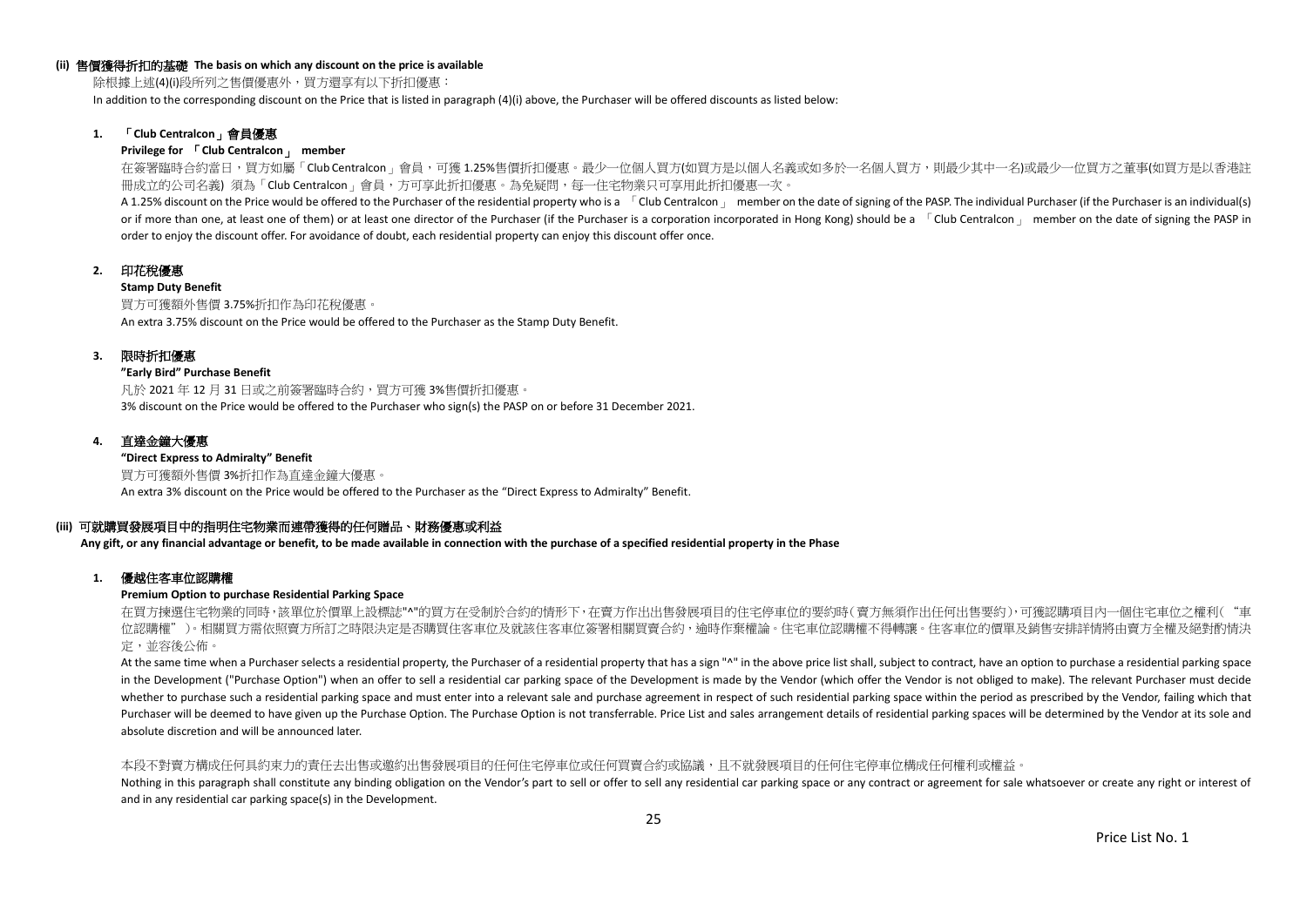### (ii) 售價獲得折扣的基礎 The basis on which any discount on the price is available

除根據上述(4)(i)段所列之售價優惠外，買方還享有以下折扣優惠：

In addition to the corresponding discount on the Price that is listed in paragraph (4)(i) above, the Purchaser will be offered discounts as listed below:

**1. 「Club Centralcon」會員優惠**

**Privilege for 「Club Centralcon」 member**

在簽署臨時合約當日，買方如屬「Club Centralcon」會員，可獲 1.25%售價折扣優惠。最少一位個人買方(如買方是以個人名義或如多於一名個人買方，則最少其中一名)或最少一位買方之董事(如買方是以香港註冊成立的公司名義) 須為「Club Centralcon」會員，方可享此折扣優惠。為免疑問，每一住宅物業只可享用此折扣優惠一次。

A 1.25% discount on the Price would be offered to the Purchaser of the residential property who is a 「Club Centralcon」 member on the date of signing of the PASP. The individual Purchaser (if the Purchaser is an individual(s) or if more than one, at least one of them) or at least one director of the Purchaser (if the Purchaser is a corporation incorporated in Hong Kong) should be a 「Club Centralcon」 member on the date of signing the PASP in order to enjoy the discount offer. For avoidance of doubt, each residential property can enjoy this discount offer once.

**2. 印花稅優惠**

**Stamp Duty Benefit**

買方可獲額外售價 3.75%折扣作為印花稅優惠。

An extra 3.75% discount on the Price would be offered to the Purchaser as the Stamp Duty Benefit.

**3. 限時折扣優惠**

**"Early Bird" Purchase Benefit**

凡於 2021 年 12 月 31 日或之前簽署臨時合約，買方可獲 3%售價折扣優惠。

3% discount on the Price would be offered to the Purchaser who sign(s) the PASP on or before 31 December 2021.

**4. 直達金鐘大優惠**

**"Direct Express to Admiralty" Benefit**

買方可獲額外售價 3%折扣作為直達金鐘大優惠。

An extra 3% discount on the Price would be offered to the Purchaser as the "Direct Express to Admiralty" Benefit.

### (iii) 可就購買發展項目中的指明住宅物業而連帶獲得的任何贈品、財務優惠或利益

**Any gift, or any financial advantage or benefit, to be made available in connection with the purchase of a specified residential property in the Phase**

**1. 優越住客車位認購權**

**Premium Option to purchase Residential Parking Space**

在買方揀選住宅物業的同時，該單位於價單上設標誌"^"的買方在受制於合約的情形下，在賣方作出出售發展項目的住宅停車位的要約時(賣方無須作出任何出售要約)，可獲認購項目內一個住宅車位之權利("車位認購權")。相關買方需依照賣方所訂之時限決定是否購買住客車位及就該住客車位簽署相關買賣合約，逾時作棄權論。住宅車位認購權不得轉讓。住客車位的價單及銷售安排詳情將由賣方全權及絕對酌情決定，並容後公佈。

At the same time when a Purchaser selects a residential property, the Purchaser of a residential property that has a sign "^" in the above price list shall, subject to contract, have an option to purchase a residential parking space in the Development ("Purchase Option") when an offer to sell a residential car parking space of the Development is made by the Vendor (which offer the Vendor is not obliged to make). The relevant Purchaser must decide whether to purchase such a residential parking space and must enter into a relevant sale and purchase agreement in respect of such residential parking space within the period as prescribed by the Vendor, failing which that Purchaser will be deemed to have given up the Purchase Option. The Purchase Option is not transferrable. Price List and sales arrangement details of residential parking spaces will be determined by the Vendor at its sole and absolute discretion and will be announced later.

本段不對賣方構成任何具約束力的責任去出售或邀約出售發展項目的任何住宅停車位或任何買賣合約或協議，且不就發展項目的任何住宅停車位構成任何權利或權益。

Nothing in this paragraph shall constitute any binding obligation on the Vendor's part to sell or offer to sell any residential car parking space or any contract or agreement for sale whatsoever or create any right or interest of and in any residential car parking space(s) in the Development.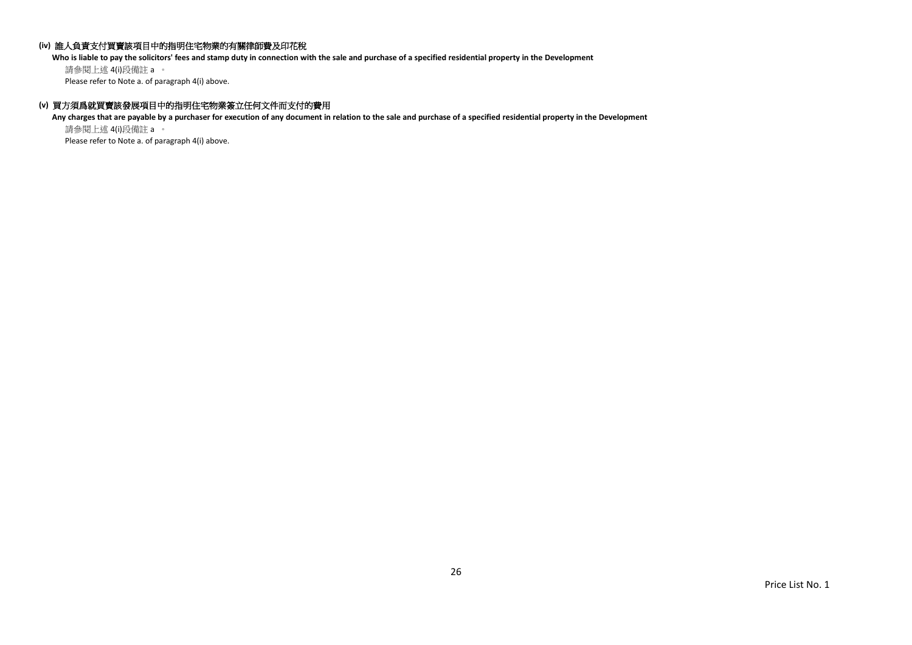**(iv) 誰人負責支付買賣該項目中的指明住宅物業的有關律師費及印花稅**

**Who is liable to pay the solicitors' fees and stamp duty in connection with the sale and purchase of a specified residential property in the Development**

請參閱上述 4(i)段備註 a 。

Please refer to Note a. of paragraph 4(i) above.

**(v) 買方須爲就買賣該發展項目中的指明住宅物業簽立任何文件而支付的費用**

**Any charges that are payable by a purchaser for execution of any document in relation to the sale and purchase of a specified residential property in the Development**

請參閱上述 4(i)段備註 a 。

Please refer to Note a. of paragraph 4(i) above.

Price List No. 1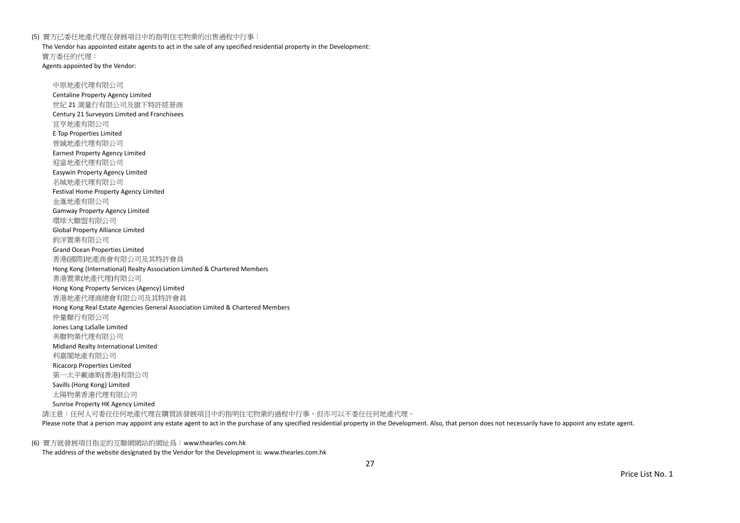(5) 賣方已委任地產代理在發展項目中的指明住宅物業的出售過程中行事：

The Vendor has appointed estate agents to act in the sale of any specified residential property in the Development:

賣方委任的代理：

Agents appointed by the Vendor:

中原地產代理有限公司
Centaline Property Agency Limited

世紀 21 測量行有限公司及旗下特許經營商
Century 21 Surveyors Limited and Franchisees

宜亨地產有限公司
E Top Properties Limited

晉誠地產代理有限公司
Earnest Property Agency Limited

迎富地產代理有限公司
Easywin Property Agency Limited

名城地產代理有限公司
Festival Home Property Agency Limited

金滙地產有限公司
Gamway Property Agency Limited

環球大聯盟有限公司
Global Property Alliance Limited

鈞洋置業有限公司
Grand Ocean Properties Limited

香港(國際)地產商會有限公司及其特許會員
Hong Kong (International) Realty Association Limited & Chartered Members

香港置業(地產代理)有限公司
Hong Kong Property Services (Agency) Limited

香港地產代理商總會有限公司及其特許會員
Hong Kong Real Estate Agencies General Association Limited & Chartered Members

仲量聯行有限公司
Jones Lang LaSalle Limited

美聯物業代理有限公司
Midland Realty International Limited

利嘉閣地產有限公司
Ricacorp Properties Limited

第一太平戴維斯(香港)有限公司
Savills (Hong Kong) Limited

太陽物業香港代理有限公司
Sunrise Property HK Agency Limited

請注意：任何人可委任任何地產代理在購買該發展項目中的指明住宅物業的過程中行事，但亦可以不委任任何地產代理。

Please note that a person may appoint any estate agent to act in the purchase of any specified residential property in the Development. Also, that person does not necessarily have to appoint any estate agent.

(6) 賣方就發展項目指定的互聯網網站的網址爲：www.thearles.com.hk

The address of the website designated by the Vendor for the Development is: www.thearles.com.hk